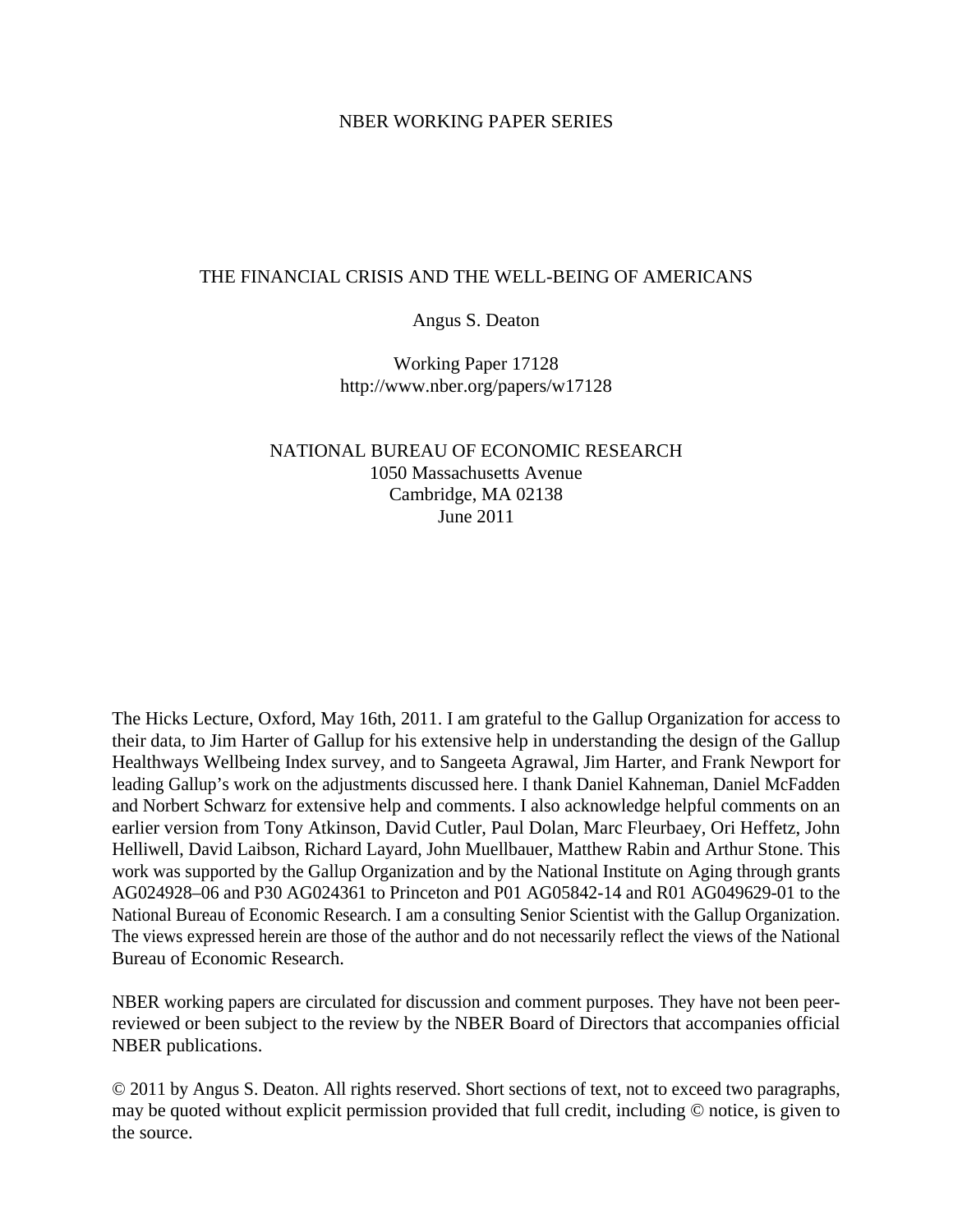NBER WORKING PAPER SERIES

# THE FINANCIAL CRISIS AND THE WELL-BEING OF AMERICANS

Angus S. Deaton

Working Paper 17128
http://www.nber.org/papers/w17128

NATIONAL BUREAU OF ECONOMIC RESEARCH
1050 Massachusetts Avenue
Cambridge, MA 02138
June 2011

The Hicks Lecture, Oxford, May 16th, 2011. I am grateful to the Gallup Organization for access to their data, to Jim Harter of Gallup for his extensive help in understanding the design of the Gallup Healthways Wellbeing Index survey, and to Sangeeta Agrawal, Jim Harter, and Frank Newport for leading Gallup's work on the adjustments discussed here. I thank Daniel Kahneman, Daniel McFadden and Norbert Schwarz for extensive help and comments. I also acknowledge helpful comments on an earlier version from Tony Atkinson, David Cutler, Paul Dolan, Marc Fleurbaey, Ori Heffetz, John Helliwell, David Laibson, Richard Layard, John Muellbauer, Matthew Rabin and Arthur Stone. This work was supported by the Gallup Organization and by the National Institute on Aging through grants AG024928–06 and P30 AG024361 to Princeton and P01 AG05842-14 and R01 AG049629-01 to the National Bureau of Economic Research. I am a consulting Senior Scientist with the Gallup Organization. The views expressed herein are those of the author and do not necessarily reflect the views of the National Bureau of Economic Research.

NBER working papers are circulated for discussion and comment purposes. They have not been peer-reviewed or been subject to the review by the NBER Board of Directors that accompanies official NBER publications.

© 2011 by Angus S. Deaton. All rights reserved. Short sections of text, not to exceed two paragraphs, may be quoted without explicit permission provided that full credit, including © notice, is given to the source.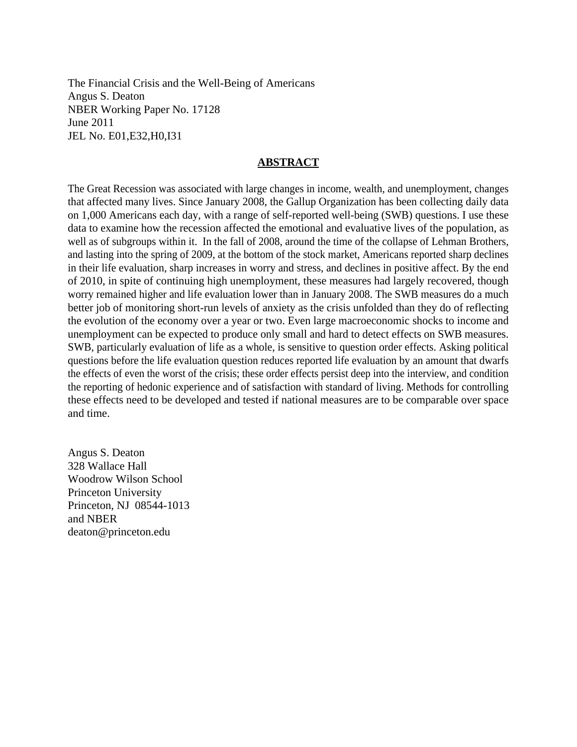The Financial Crisis and the Well-Being of Americans
Angus S. Deaton
NBER Working Paper No. 17128
June 2011
JEL No. E01,E32,H0,I31

## ABSTRACT

The Great Recession was associated with large changes in income, wealth, and unemployment, changes that affected many lives. Since January 2008, the Gallup Organization has been collecting daily data on 1,000 Americans each day, with a range of self-reported well-being (SWB) questions. I use these data to examine how the recession affected the emotional and evaluative lives of the population, as well as of subgroups within it. In the fall of 2008, around the time of the collapse of Lehman Brothers, and lasting into the spring of 2009, at the bottom of the stock market, Americans reported sharp declines in their life evaluation, sharp increases in worry and stress, and declines in positive affect. By the end of 2010, in spite of continuing high unemployment, these measures had largely recovered, though worry remained higher and life evaluation lower than in January 2008. The SWB measures do a much better job of monitoring short-run levels of anxiety as the crisis unfolded than they do of reflecting the evolution of the economy over a year or two. Even large macroeconomic shocks to income and unemployment can be expected to produce only small and hard to detect effects on SWB measures. SWB, particularly evaluation of life as a whole, is sensitive to question order effects. Asking political questions before the life evaluation question reduces reported life evaluation by an amount that dwarfs the effects of even the worst of the crisis; these order effects persist deep into the interview, and condition the reporting of hedonic experience and of satisfaction with standard of living. Methods for controlling these effects need to be developed and tested if national measures are to be comparable over space and time.

Angus S. Deaton
328 Wallace Hall
Woodrow Wilson School
Princeton University
Princeton, NJ 08544-1013
and NBER
deaton@princeton.edu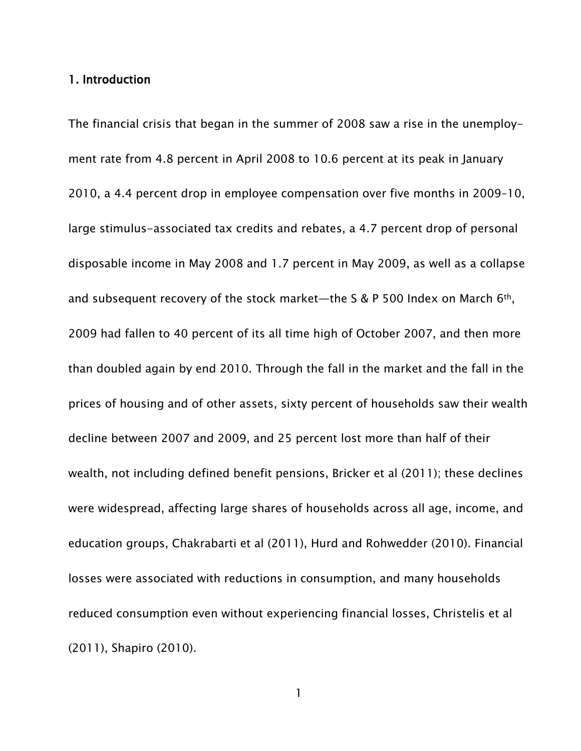## 1. Introduction

The financial crisis that began in the summer of 2008 saw a rise in the unemployment rate from 4.8 percent in April 2008 to 10.6 percent at its peak in January 2010, a 4.4 percent drop in employee compensation over five months in 2009–10, large stimulus-associated tax credits and rebates, a 4.7 percent drop of personal disposable income in May 2008 and 1.7 percent in May 2009, as well as a collapse and subsequent recovery of the stock market—the S & P 500 Index on March 6th, 2009 had fallen to 40 percent of its all time high of October 2007, and then more than doubled again by end 2010. Through the fall in the market and the fall in the prices of housing and of other assets, sixty percent of households saw their wealth decline between 2007 and 2009, and 25 percent lost more than half of their wealth, not including defined benefit pensions, Bricker et al (2011); these declines were widespread, affecting large shares of households across all age, income, and education groups, Chakrabarti et al (2011), Hurd and Rohwedder (2010). Financial losses were associated with reductions in consumption, and many households reduced consumption even without experiencing financial losses, Christelis et al (2011), Shapiro (2010).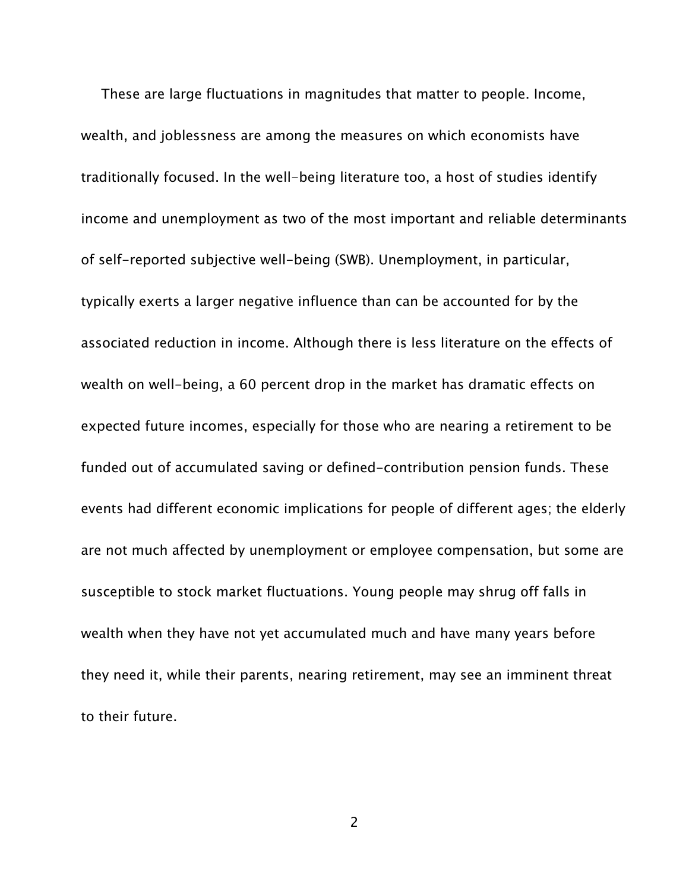These are large fluctuations in magnitudes that matter to people. Income, wealth, and joblessness are among the measures on which economists have traditionally focused. In the well-being literature too, a host of studies identify income and unemployment as two of the most important and reliable determinants of self-reported subjective well-being (SWB). Unemployment, in particular, typically exerts a larger negative influence than can be accounted for by the associated reduction in income. Although there is less literature on the effects of wealth on well-being, a 60 percent drop in the market has dramatic effects on expected future incomes, especially for those who are nearing a retirement to be funded out of accumulated saving or defined-contribution pension funds. These events had different economic implications for people of different ages; the elderly are not much affected by unemployment or employee compensation, but some are susceptible to stock market fluctuations. Young people may shrug off falls in wealth when they have not yet accumulated much and have many years before they need it, while their parents, nearing retirement, may see an imminent threat to their future.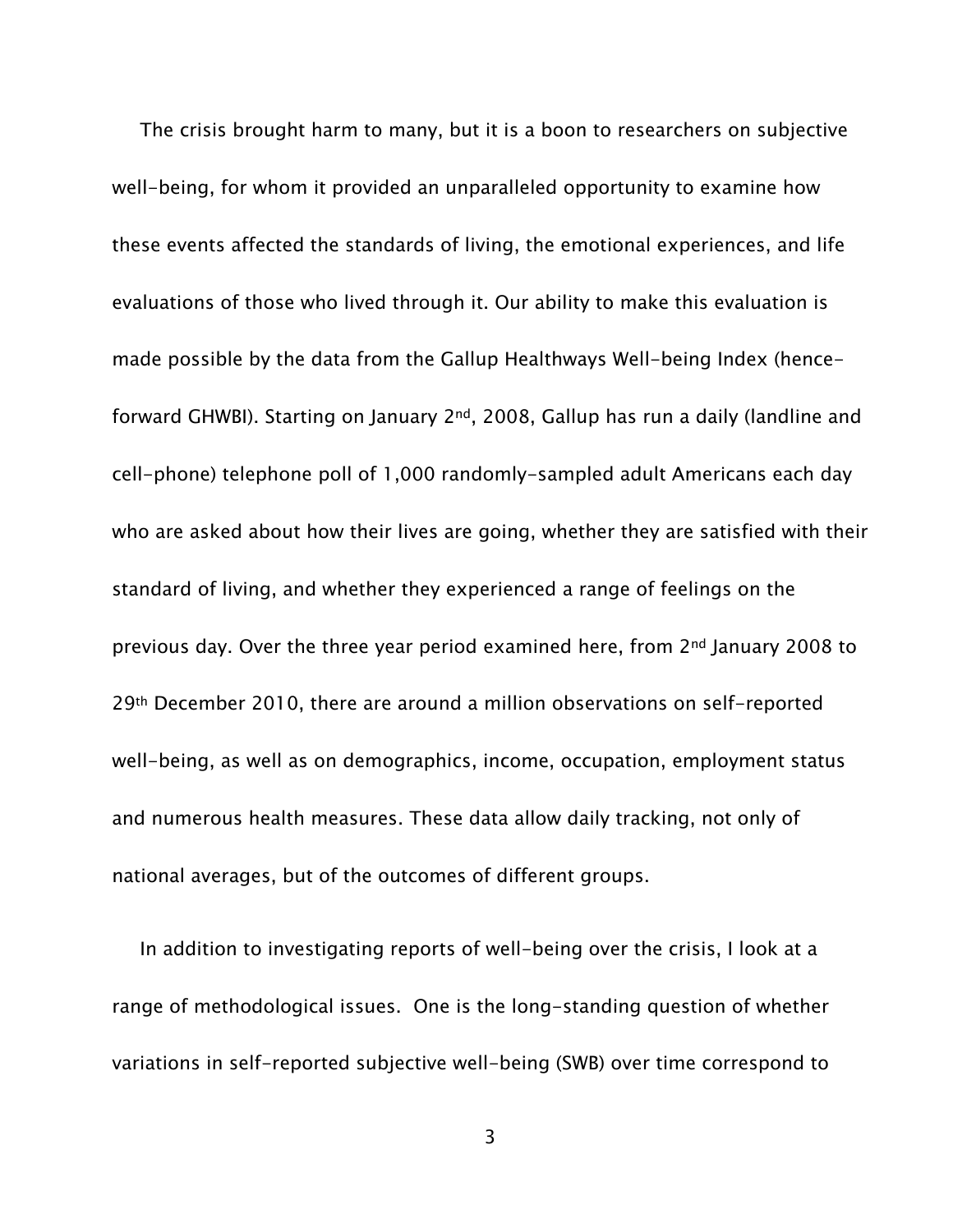The crisis brought harm to many, but it is a boon to researchers on subjective well-being, for whom it provided an unparalleled opportunity to examine how these events affected the standards of living, the emotional experiences, and life evaluations of those who lived through it. Our ability to make this evaluation is made possible by the data from the Gallup Healthways Well-being Index (hence-forward GHWBI). Starting on January 2nd, 2008, Gallup has run a daily (landline and cell-phone) telephone poll of 1,000 randomly-sampled adult Americans each day who are asked about how their lives are going, whether they are satisfied with their standard of living, and whether they experienced a range of feelings on the previous day. Over the three year period examined here, from 2nd January 2008 to 29th December 2010, there are around a million observations on self-reported well-being, as well as on demographics, income, occupation, employment status and numerous health measures. These data allow daily tracking, not only of national averages, but of the outcomes of different groups.

In addition to investigating reports of well-being over the crisis, I look at a range of methodological issues. One is the long-standing question of whether variations in self-reported subjective well-being (SWB) over time correspond to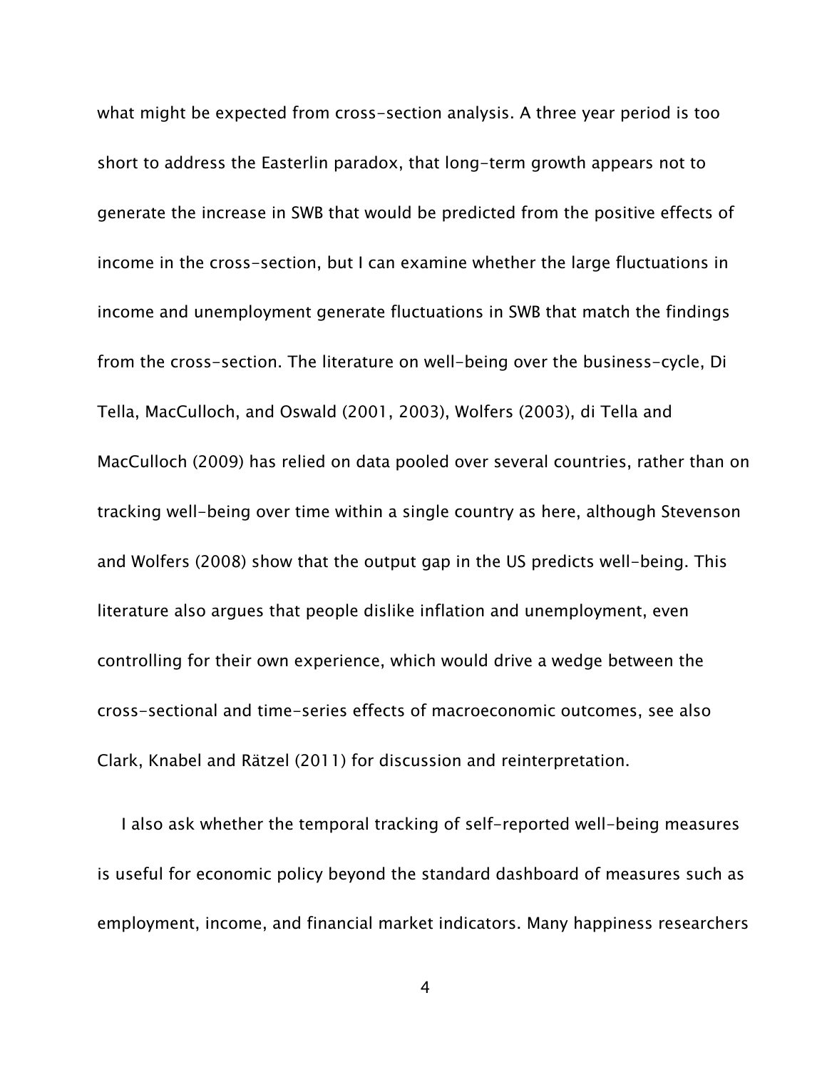what might be expected from cross-section analysis. A three year period is too short to address the Easterlin paradox, that long-term growth appears not to generate the increase in SWB that would be predicted from the positive effects of income in the cross-section, but I can examine whether the large fluctuations in income and unemployment generate fluctuations in SWB that match the findings from the cross-section. The literature on well-being over the business-cycle, Di Tella, MacCulloch, and Oswald (2001, 2003), Wolfers (2003), di Tella and MacCulloch (2009) has relied on data pooled over several countries, rather than on tracking well-being over time within a single country as here, although Stevenson and Wolfers (2008) show that the output gap in the US predicts well-being. This literature also argues that people dislike inflation and unemployment, even controlling for their own experience, which would drive a wedge between the cross-sectional and time-series effects of macroeconomic outcomes, see also Clark, Knabel and Rätzel (2011) for discussion and reinterpretation.

I also ask whether the temporal tracking of self-reported well-being measures is useful for economic policy beyond the standard dashboard of measures such as employment, income, and financial market indicators. Many happiness researchers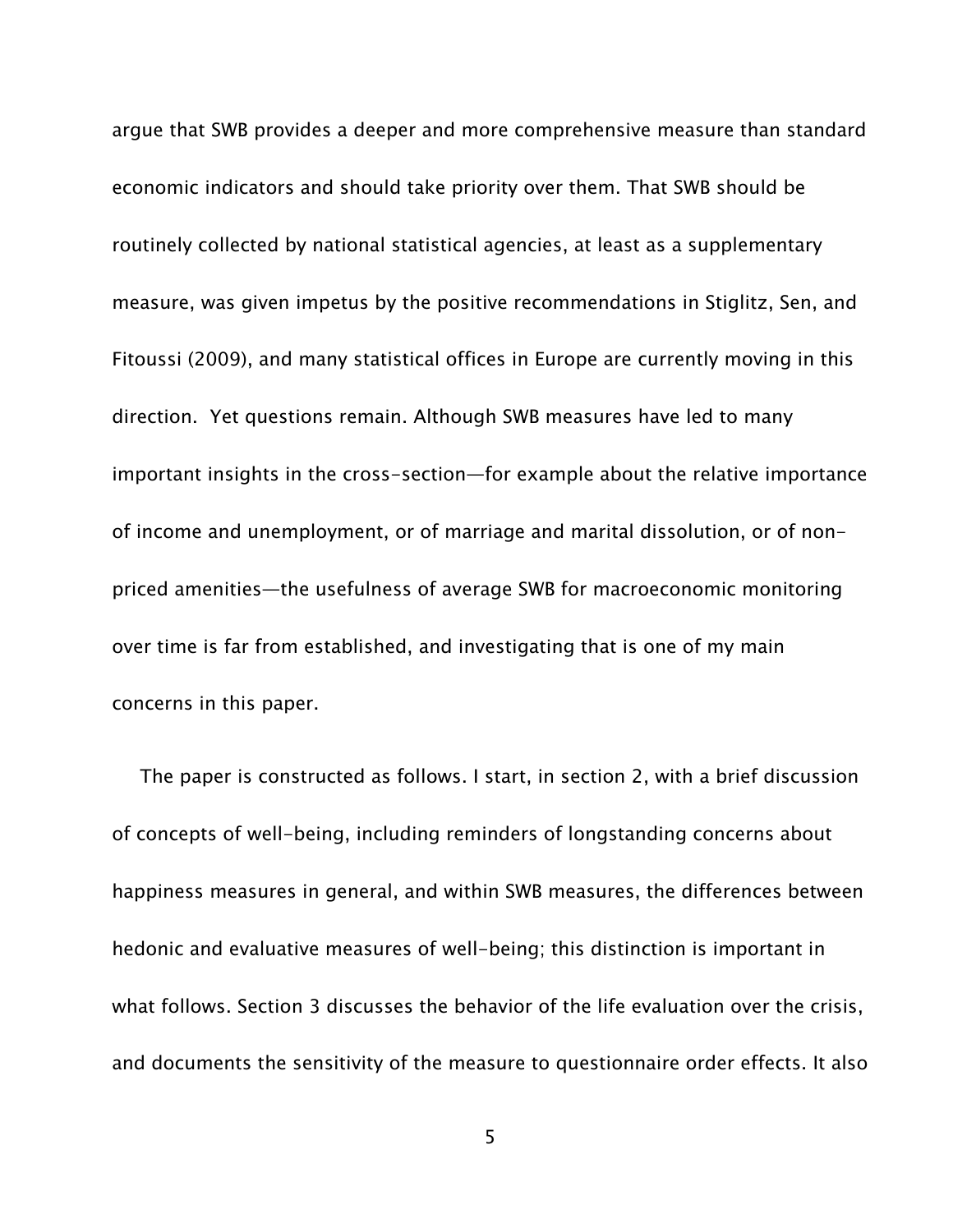argue that SWB provides a deeper and more comprehensive measure than standard economic indicators and should take priority over them. That SWB should be routinely collected by national statistical agencies, at least as a supplementary measure, was given impetus by the positive recommendations in Stiglitz, Sen, and Fitoussi (2009), and many statistical offices in Europe are currently moving in this direction. Yet questions remain. Although SWB measures have led to many important insights in the cross-section—for example about the relative importance of income and unemployment, or of marriage and marital dissolution, or of non-priced amenities—the usefulness of average SWB for macroeconomic monitoring over time is far from established, and investigating that is one of my main concerns in this paper.

The paper is constructed as follows. I start, in section 2, with a brief discussion of concepts of well-being, including reminders of longstanding concerns about happiness measures in general, and within SWB measures, the differences between hedonic and evaluative measures of well-being; this distinction is important in what follows. Section 3 discusses the behavior of the life evaluation over the crisis, and documents the sensitivity of the measure to questionnaire order effects. It also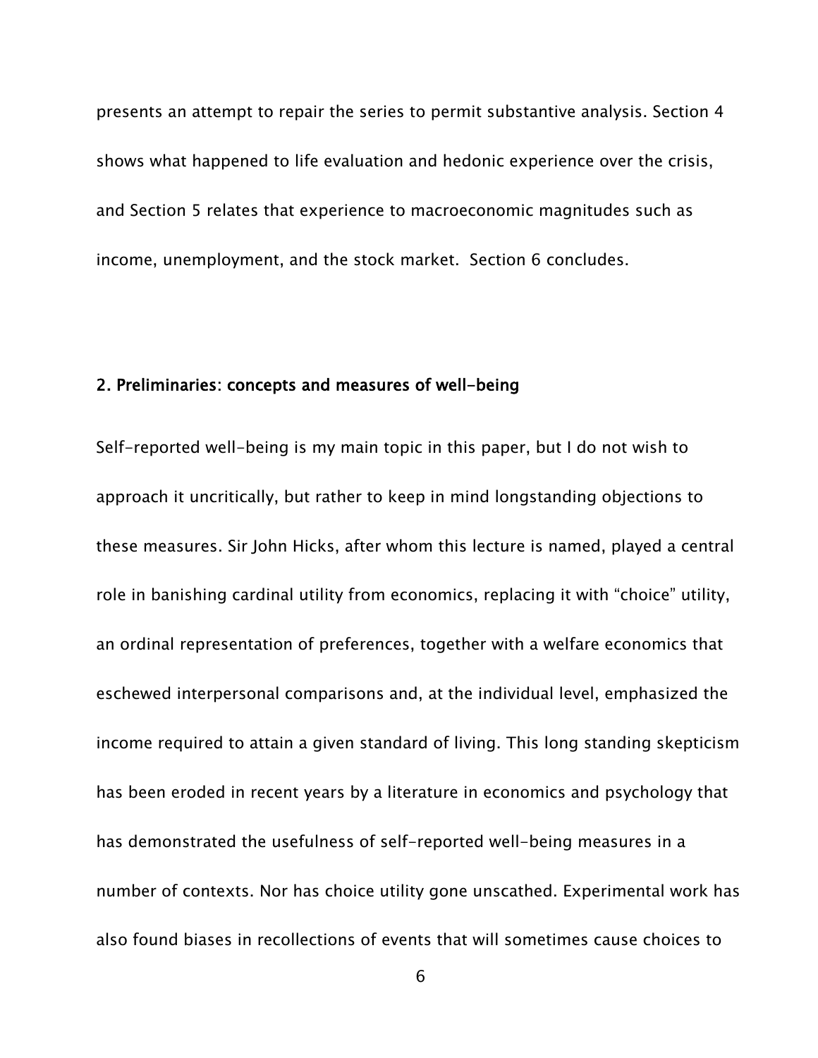presents an attempt to repair the series to permit substantive analysis. Section 4 shows what happened to life evaluation and hedonic experience over the crisis, and Section 5 relates that experience to macroeconomic magnitudes such as income, unemployment, and the stock market. Section 6 concludes.

## 2. Preliminaries: concepts and measures of well-being

Self-reported well-being is my main topic in this paper, but I do not wish to approach it uncritically, but rather to keep in mind longstanding objections to these measures. Sir John Hicks, after whom this lecture is named, played a central role in banishing cardinal utility from economics, replacing it with "choice" utility, an ordinal representation of preferences, together with a welfare economics that eschewed interpersonal comparisons and, at the individual level, emphasized the income required to attain a given standard of living. This long standing skepticism has been eroded in recent years by a literature in economics and psychology that has demonstrated the usefulness of self-reported well-being measures in a number of contexts. Nor has choice utility gone unscathed. Experimental work has also found biases in recollections of events that will sometimes cause choices to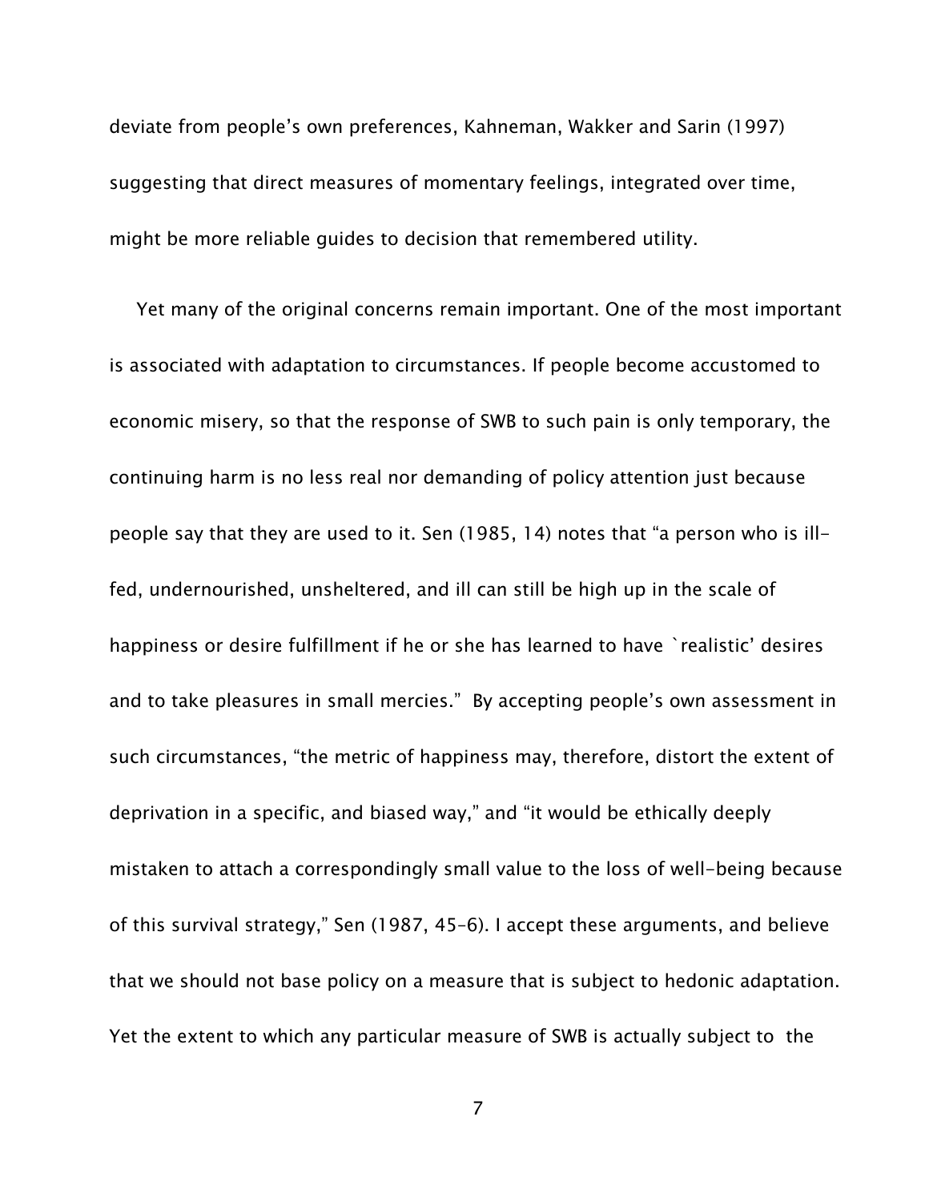deviate from people's own preferences, Kahneman, Wakker and Sarin (1997) suggesting that direct measures of momentary feelings, integrated over time, might be more reliable guides to decision that remembered utility.

Yet many of the original concerns remain important. One of the most important is associated with adaptation to circumstances. If people become accustomed to economic misery, so that the response of SWB to such pain is only temporary, the continuing harm is no less real nor demanding of policy attention just because people say that they are used to it. Sen (1985, 14) notes that "a person who is ill-fed, undernourished, unsheltered, and ill can still be high up in the scale of happiness or desire fulfillment if he or she has learned to have `realistic' desires and to take pleasures in small mercies." By accepting people's own assessment in such circumstances, "the metric of happiness may, therefore, distort the extent of deprivation in a specific, and biased way," and "it would be ethically deeply mistaken to attach a correspondingly small value to the loss of well-being because of this survival strategy," Sen (1987, 45–6). I accept these arguments, and believe that we should not base policy on a measure that is subject to hedonic adaptation. Yet the extent to which any particular measure of SWB is actually subject to the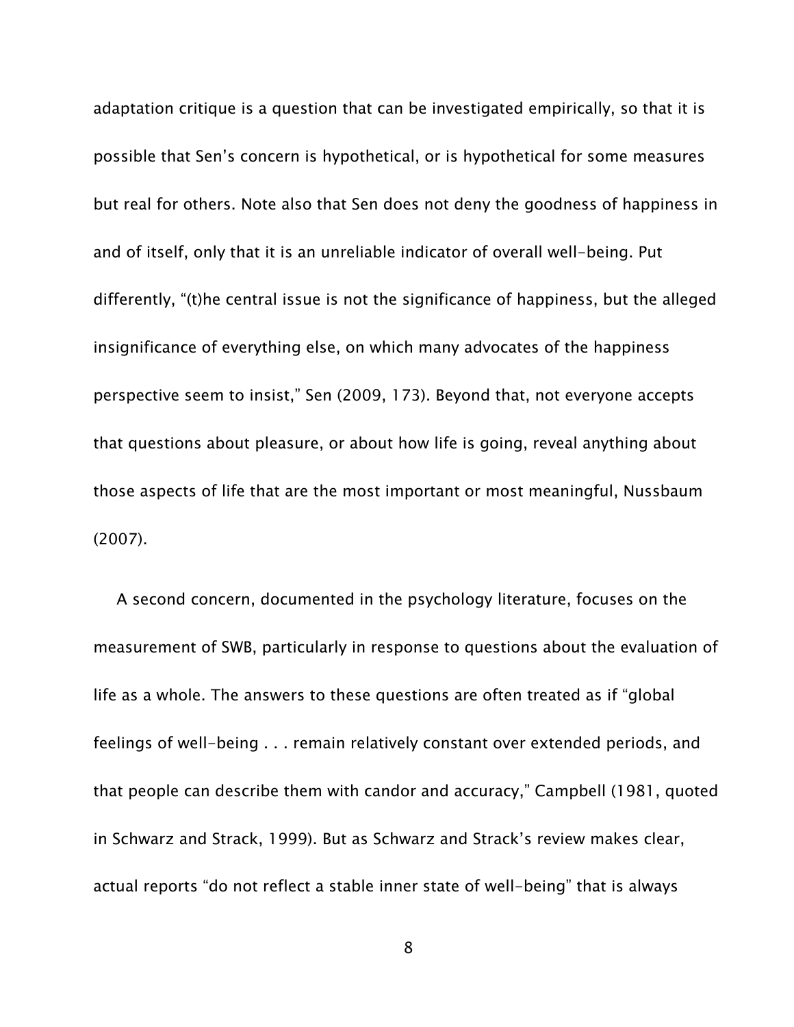adaptation critique is a question that can be investigated empirically, so that it is possible that Sen's concern is hypothetical, or is hypothetical for some measures but real for others. Note also that Sen does not deny the goodness of happiness in and of itself, only that it is an unreliable indicator of overall well-being. Put differently, "(t)he central issue is not the significance of happiness, but the alleged insignificance of everything else, on which many advocates of the happiness perspective seem to insist," Sen (2009, 173). Beyond that, not everyone accepts that questions about pleasure, or about how life is going, reveal anything about those aspects of life that are the most important or most meaningful, Nussbaum (2007).

A second concern, documented in the psychology literature, focuses on the measurement of SWB, particularly in response to questions about the evaluation of life as a whole. The answers to these questions are often treated as if "global feelings of well-being . . . remain relatively constant over extended periods, and that people can describe them with candor and accuracy," Campbell (1981, quoted in Schwarz and Strack, 1999). But as Schwarz and Strack's review makes clear, actual reports "do not reflect a stable inner state of well-being" that is always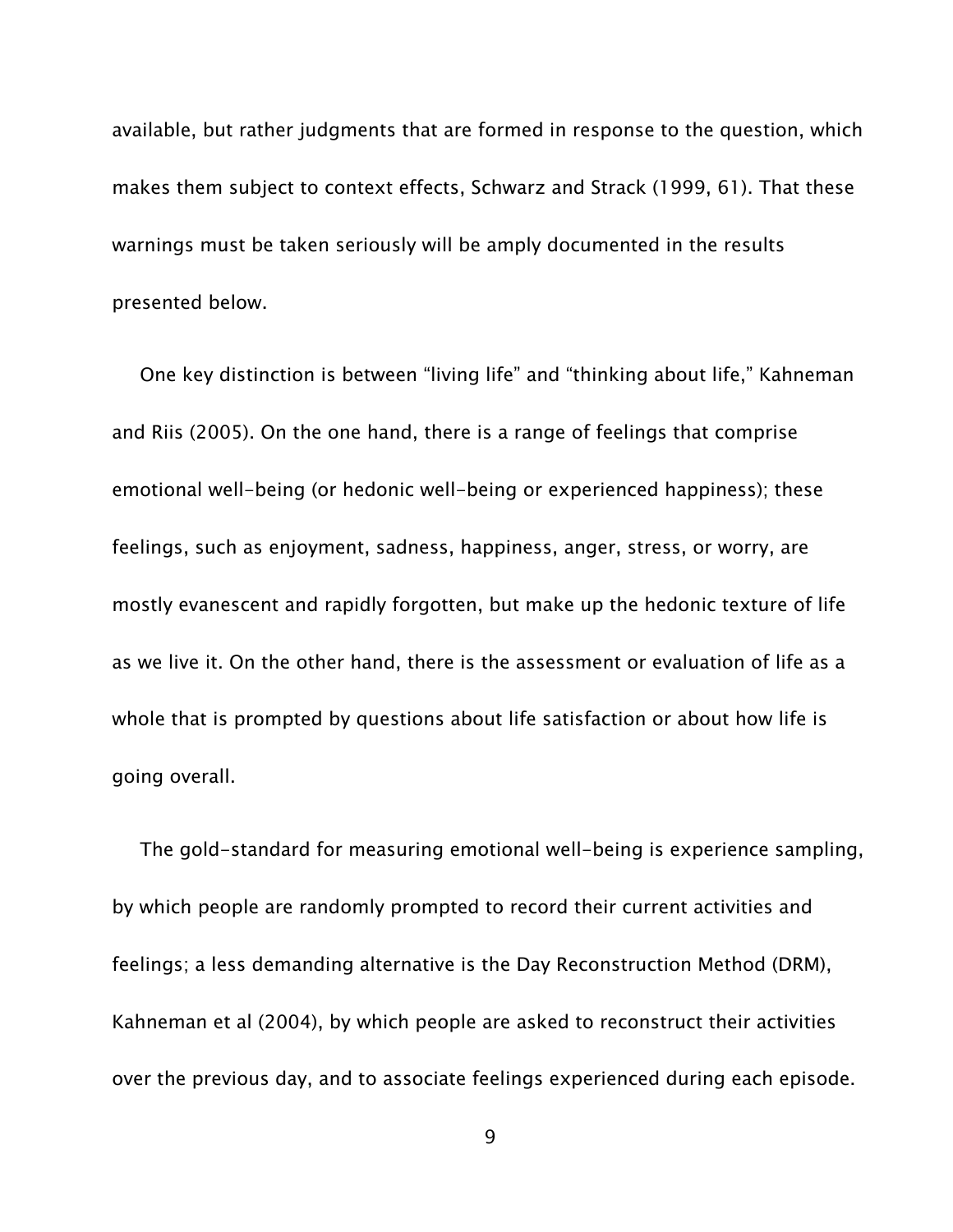available, but rather judgments that are formed in response to the question, which makes them subject to context effects, Schwarz and Strack (1999, 61). That these warnings must be taken seriously will be amply documented in the results presented below.

One key distinction is between "living life" and "thinking about life," Kahneman and Riis (2005). On the one hand, there is a range of feelings that comprise emotional well-being (or hedonic well-being or experienced happiness); these feelings, such as enjoyment, sadness, happiness, anger, stress, or worry, are mostly evanescent and rapidly forgotten, but make up the hedonic texture of life as we live it. On the other hand, there is the assessment or evaluation of life as a whole that is prompted by questions about life satisfaction or about how life is going overall.

The gold-standard for measuring emotional well-being is experience sampling, by which people are randomly prompted to record their current activities and feelings; a less demanding alternative is the Day Reconstruction Method (DRM), Kahneman et al (2004), by which people are asked to reconstruct their activities over the previous day, and to associate feelings experienced during each episode.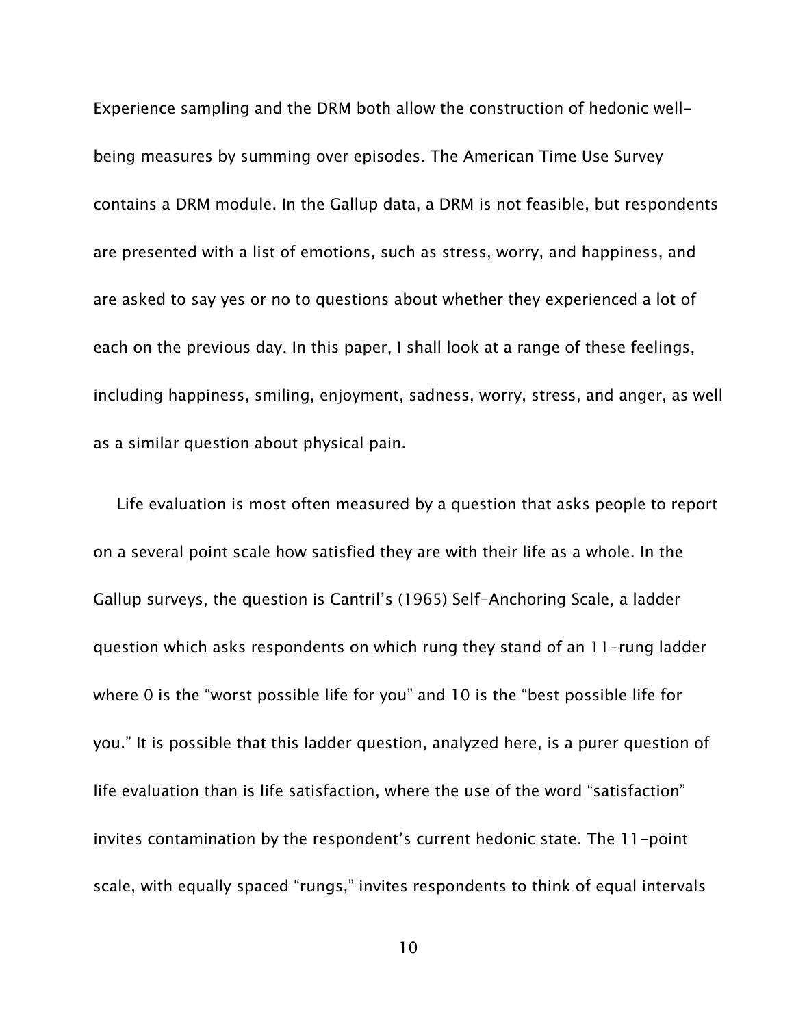Experience sampling and the DRM both allow the construction of hedonic well-being measures by summing over episodes. The American Time Use Survey contains a DRM module. In the Gallup data, a DRM is not feasible, but respondents are presented with a list of emotions, such as stress, worry, and happiness, and are asked to say yes or no to questions about whether they experienced a lot of each on the previous day. In this paper, I shall look at a range of these feelings, including happiness, smiling, enjoyment, sadness, worry, stress, and anger, as well as a similar question about physical pain.

Life evaluation is most often measured by a question that asks people to report on a several point scale how satisfied they are with their life as a whole. In the Gallup surveys, the question is Cantril's (1965) Self-Anchoring Scale, a ladder question which asks respondents on which rung they stand of an 11-rung ladder where 0 is the "worst possible life for you" and 10 is the "best possible life for you." It is possible that this ladder question, analyzed here, is a purer question of life evaluation than is life satisfaction, where the use of the word "satisfaction" invites contamination by the respondent's current hedonic state. The 11-point scale, with equally spaced "rungs," invites respondents to think of equal intervals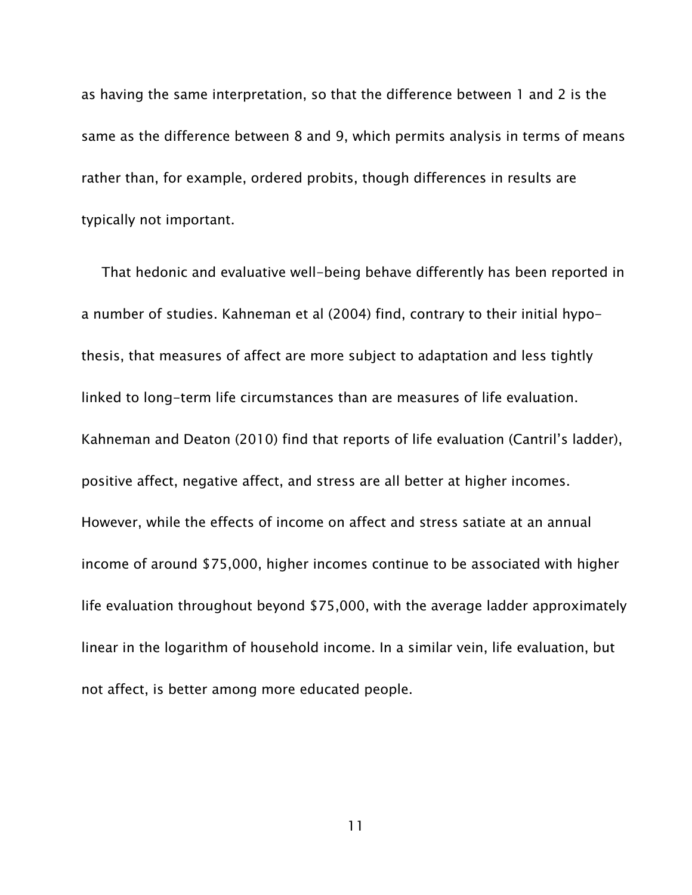as having the same interpretation, so that the difference between 1 and 2 is the same as the difference between 8 and 9, which permits analysis in terms of means rather than, for example, ordered probits, though differences in results are typically not important.

That hedonic and evaluative well-being behave differently has been reported in a number of studies. Kahneman et al (2004) find, contrary to their initial hypothesis, that measures of affect are more subject to adaptation and less tightly linked to long-term life circumstances than are measures of life evaluation. Kahneman and Deaton (2010) find that reports of life evaluation (Cantril's ladder), positive affect, negative affect, and stress are all better at higher incomes. However, while the effects of income on affect and stress satiate at an annual income of around $75,000, higher incomes continue to be associated with higher life evaluation throughout beyond $75,000, with the average ladder approximately linear in the logarithm of household income. In a similar vein, life evaluation, but not affect, is better among more educated people.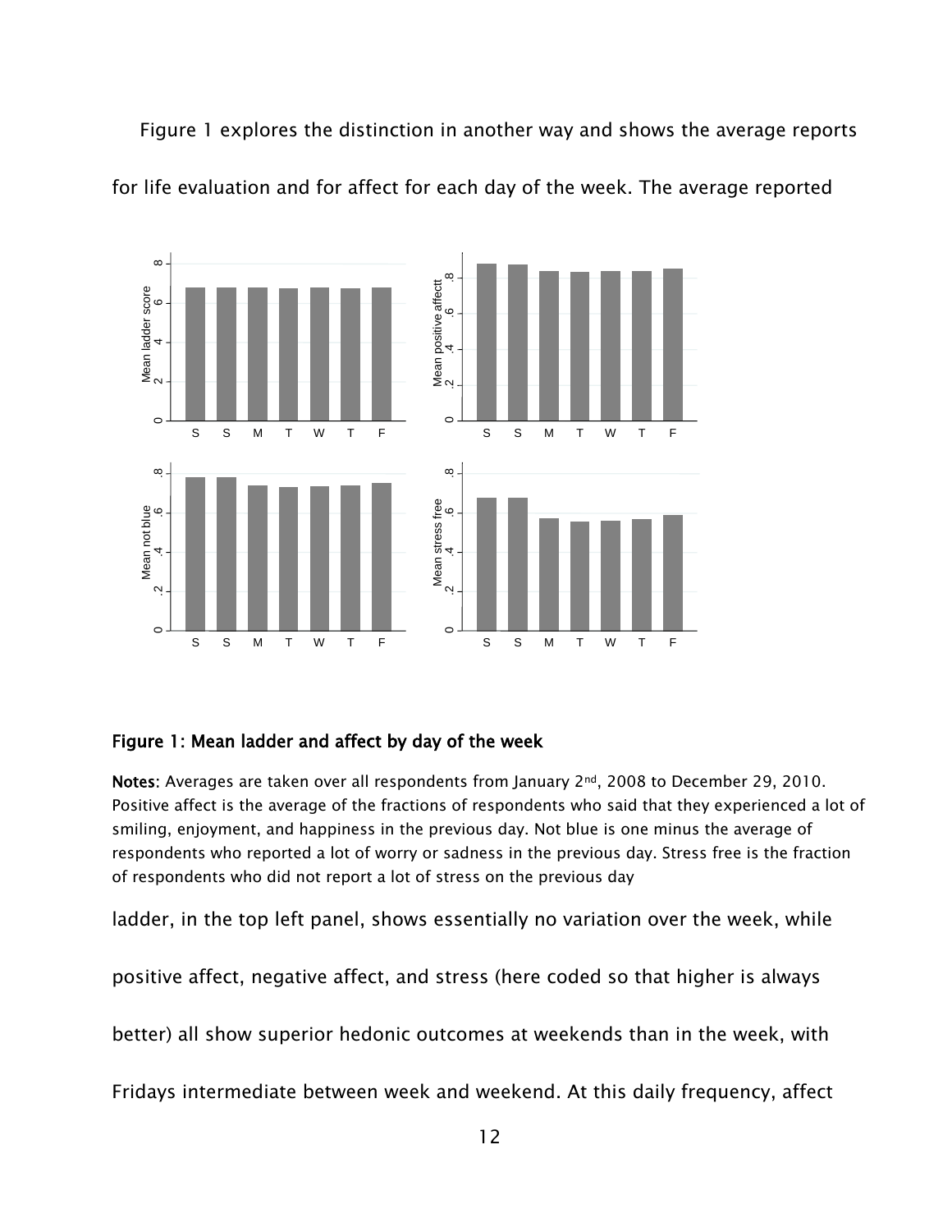Figure 1 explores the distinction in another way and shows the average reports for life evaluation and for affect for each day of the week. The average reported

**Figure 1: Mean ladder and affect by day of the week**

**Notes**: Averages are taken over all respondents from January 2nd, 2008 to December 29, 2010. Positive affect is the average of the fractions of respondents who said that they experienced a lot of smiling, enjoyment, and happiness in the previous day. Not blue is one minus the average of respondents who reported a lot of worry or sadness in the previous day. Stress free is the fraction of respondents who did not report a lot of stress on the previous day

ladder, in the top left panel, shows essentially no variation over the week, while positive affect, negative affect, and stress (here coded so that higher is always better) all show superior hedonic outcomes at weekends than in the week, with Fridays intermediate between week and weekend. At this daily frequency, affect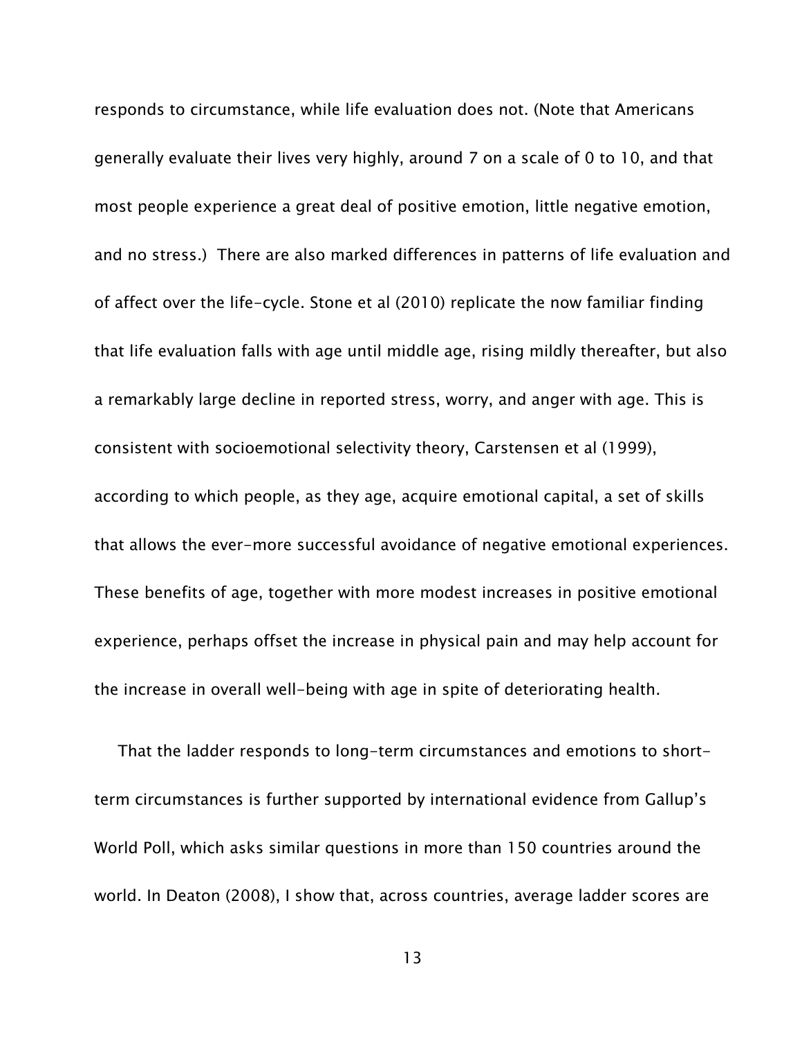responds to circumstance, while life evaluation does not. (Note that Americans generally evaluate their lives very highly, around 7 on a scale of 0 to 10, and that most people experience a great deal of positive emotion, little negative emotion, and no stress.)  There are also marked differences in patterns of life evaluation and of affect over the life-cycle. Stone et al (2010) replicate the now familiar finding that life evaluation falls with age until middle age, rising mildly thereafter, but also a remarkably large decline in reported stress, worry, and anger with age. This is consistent with socioemotional selectivity theory, Carstensen et al (1999), according to which people, as they age, acquire emotional capital, a set of skills that allows the ever-more successful avoidance of negative emotional experiences. These benefits of age, together with more modest increases in positive emotional experience, perhaps offset the increase in physical pain and may help account for the increase in overall well-being with age in spite of deteriorating health.

That the ladder responds to long-term circumstances and emotions to short-term circumstances is further supported by international evidence from Gallup's World Poll, which asks similar questions in more than 150 countries around the world. In Deaton (2008), I show that, across countries, average ladder scores are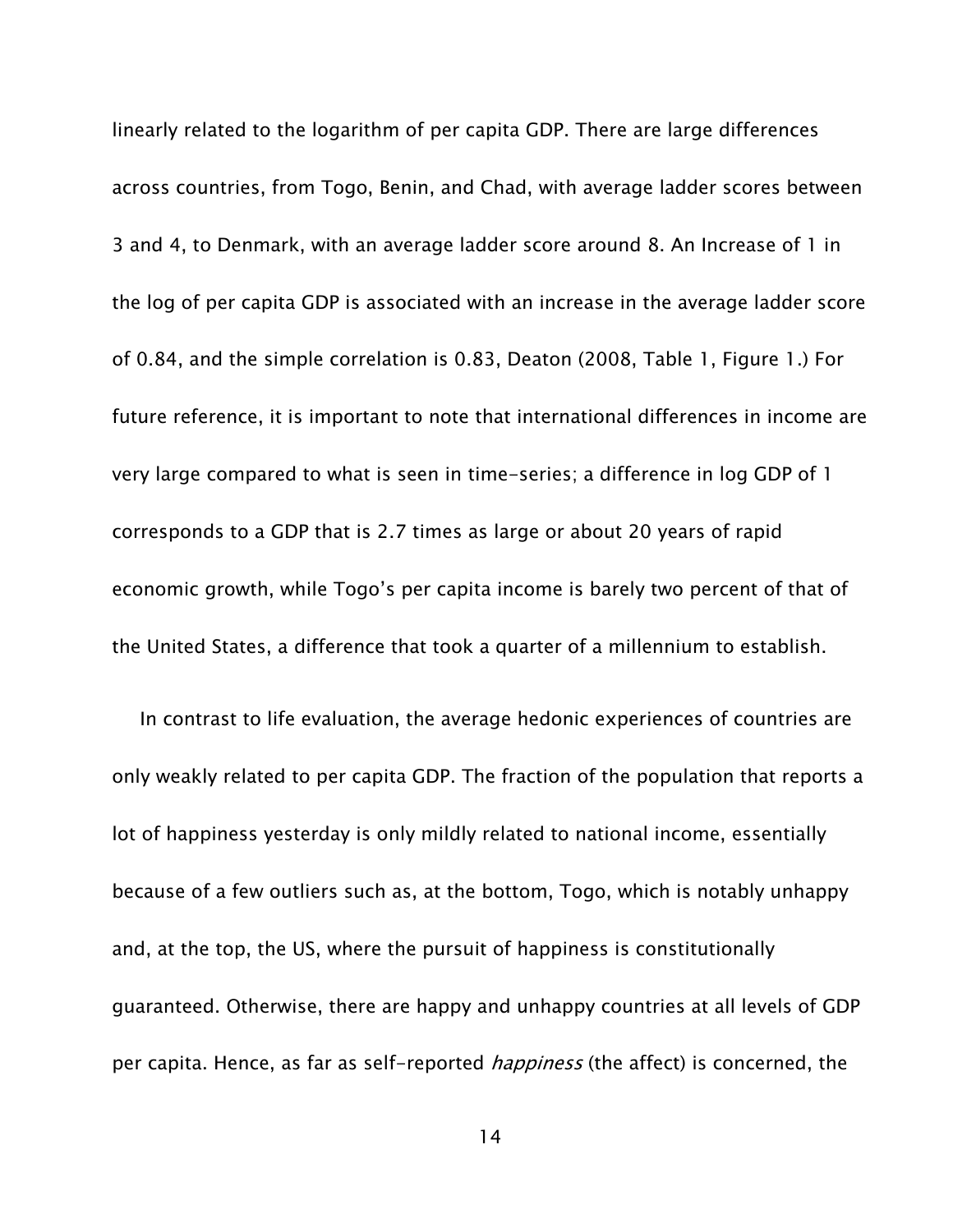linearly related to the logarithm of per capita GDP. There are large differences across countries, from Togo, Benin, and Chad, with average ladder scores between 3 and 4, to Denmark, with an average ladder score around 8. An Increase of 1 in the log of per capita GDP is associated with an increase in the average ladder score of 0.84, and the simple correlation is 0.83, Deaton (2008, Table 1, Figure 1.) For future reference, it is important to note that international differences in income are very large compared to what is seen in time-series; a difference in log GDP of 1 corresponds to a GDP that is 2.7 times as large or about 20 years of rapid economic growth, while Togo's per capita income is barely two percent of that of the United States, a difference that took a quarter of a millennium to establish.

In contrast to life evaluation, the average hedonic experiences of countries are only weakly related to per capita GDP. The fraction of the population that reports a lot of happiness yesterday is only mildly related to national income, essentially because of a few outliers such as, at the bottom, Togo, which is notably unhappy and, at the top, the US, where the pursuit of happiness is constitutionally guaranteed. Otherwise, there are happy and unhappy countries at all levels of GDP per capita. Hence, as far as self-reported *happiness* (the affect) is concerned, the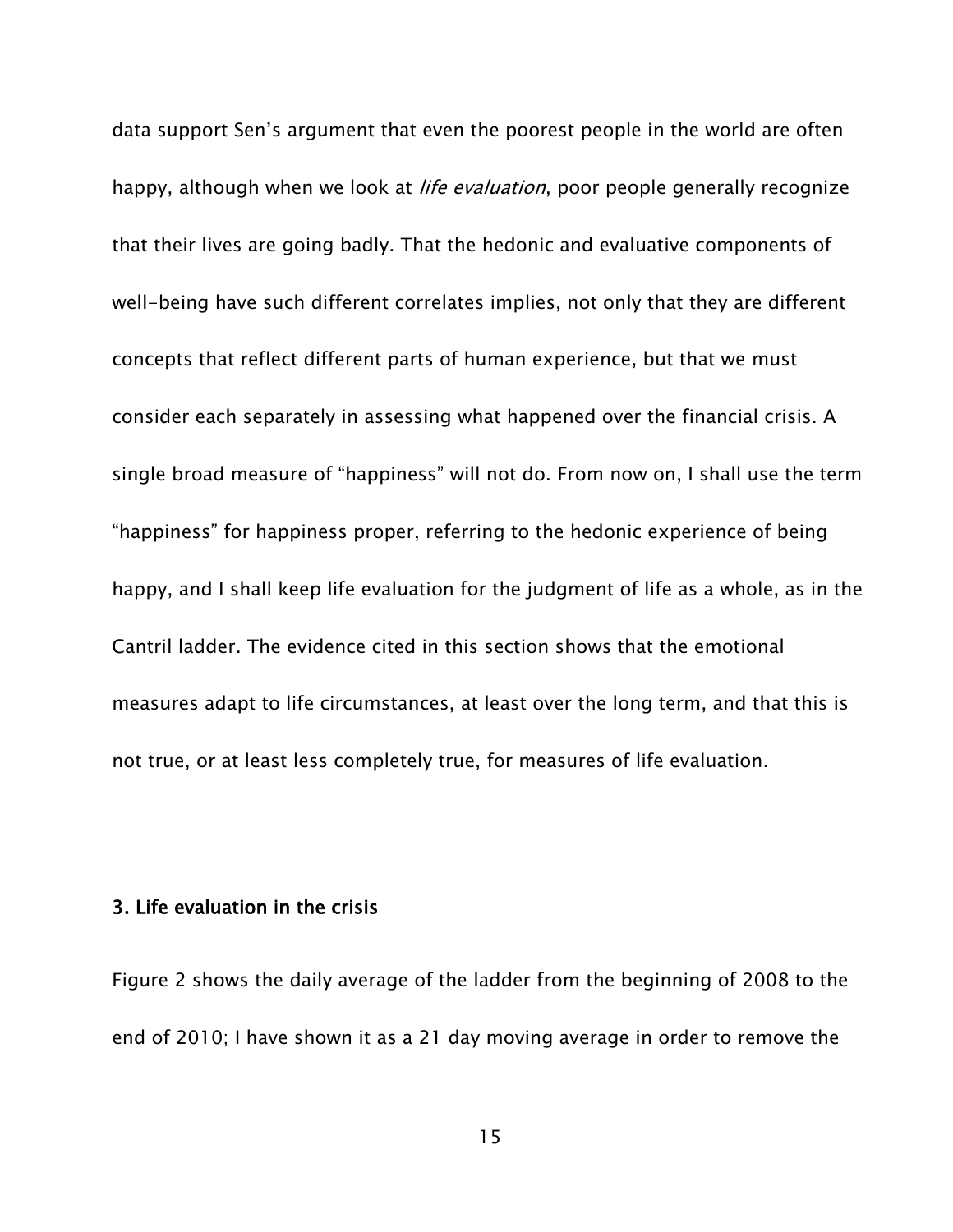data support Sen's argument that even the poorest people in the world are often happy, although when we look at *life evaluation*, poor people generally recognize that their lives are going badly. That the hedonic and evaluative components of well-being have such different correlates implies, not only that they are different concepts that reflect different parts of human experience, but that we must consider each separately in assessing what happened over the financial crisis. A single broad measure of "happiness" will not do. From now on, I shall use the term "happiness" for happiness proper, referring to the hedonic experience of being happy, and I shall keep life evaluation for the judgment of life as a whole, as in the Cantril ladder. The evidence cited in this section shows that the emotional measures adapt to life circumstances, at least over the long term, and that this is not true, or at least less completely true, for measures of life evaluation.

## 3. Life evaluation in the crisis

Figure 2 shows the daily average of the ladder from the beginning of 2008 to the end of 2010; I have shown it as a 21 day moving average in order to remove the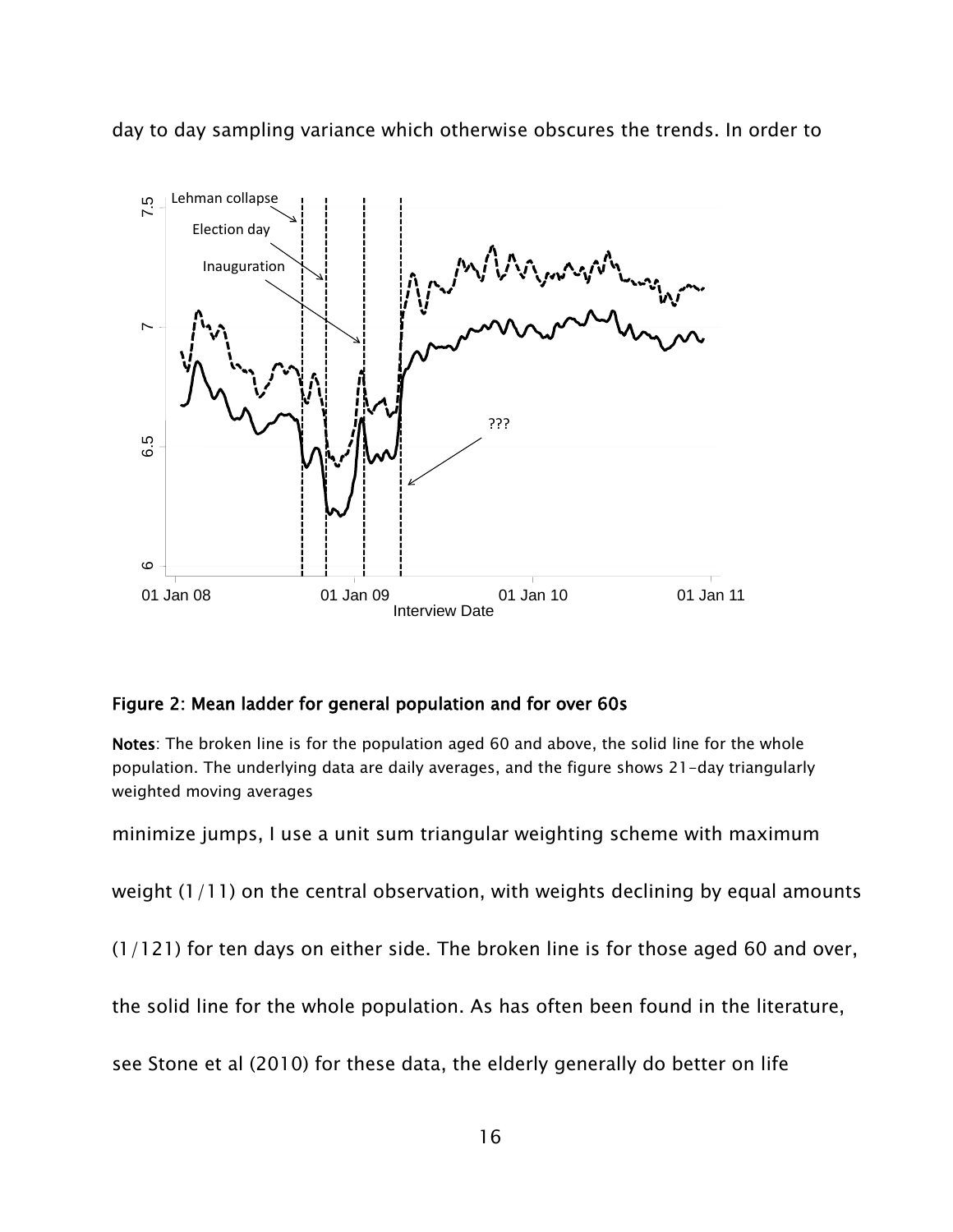day to day sampling variance which otherwise obscures the trends. In order to

**Figure 2: Mean ladder for general population and for over 60s**

**Notes**: The broken line is for the population aged 60 and above, the solid line for the whole population. The underlying data are daily averages, and the figure shows 21-day triangularly weighted moving averages

minimize jumps, I use a unit sum triangular weighting scheme with maximum weight (1/11) on the central observation, with weights declining by equal amounts (1/121) for ten days on either side. The broken line is for those aged 60 and over, the solid line for the whole population. As has often been found in the literature, see Stone et al (2010) for these data, the elderly generally do better on life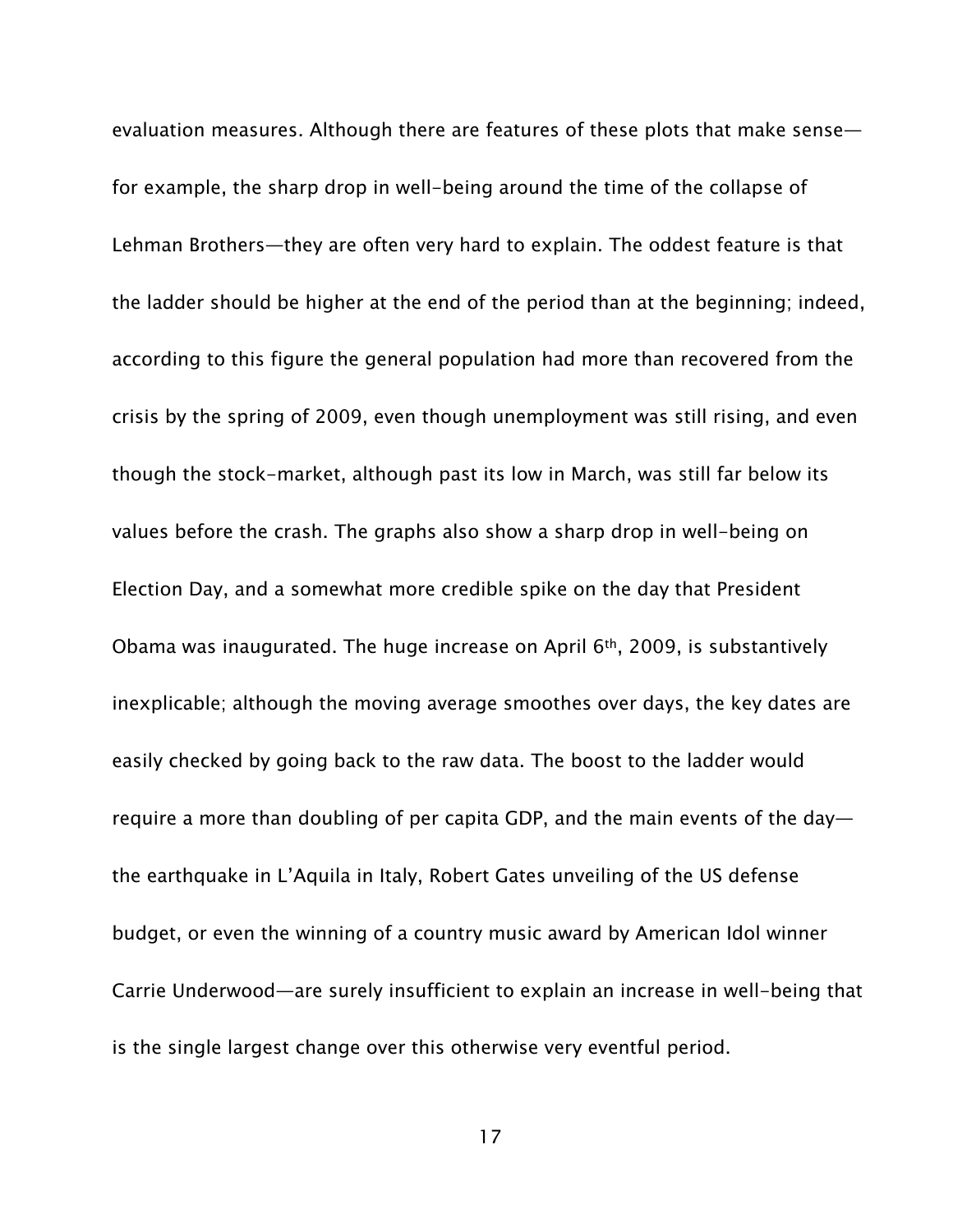evaluation measures. Although there are features of these plots that make sense—for example, the sharp drop in well-being around the time of the collapse of Lehman Brothers—they are often very hard to explain. The oddest feature is that the ladder should be higher at the end of the period than at the beginning; indeed, according to this figure the general population had more than recovered from the crisis by the spring of 2009, even though unemployment was still rising, and even though the stock-market, although past its low in March, was still far below its values before the crash. The graphs also show a sharp drop in well-being on Election Day, and a somewhat more credible spike on the day that President Obama was inaugurated. The huge increase on April 6th, 2009, is substantively inexplicable; although the moving average smoothes over days, the key dates are easily checked by going back to the raw data. The boost to the ladder would require a more than doubling of per capita GDP, and the main events of the day—the earthquake in L'Aquila in Italy, Robert Gates unveiling of the US defense budget, or even the winning of a country music award by American Idol winner Carrie Underwood—are surely insufficient to explain an increase in well-being that is the single largest change over this otherwise very eventful period.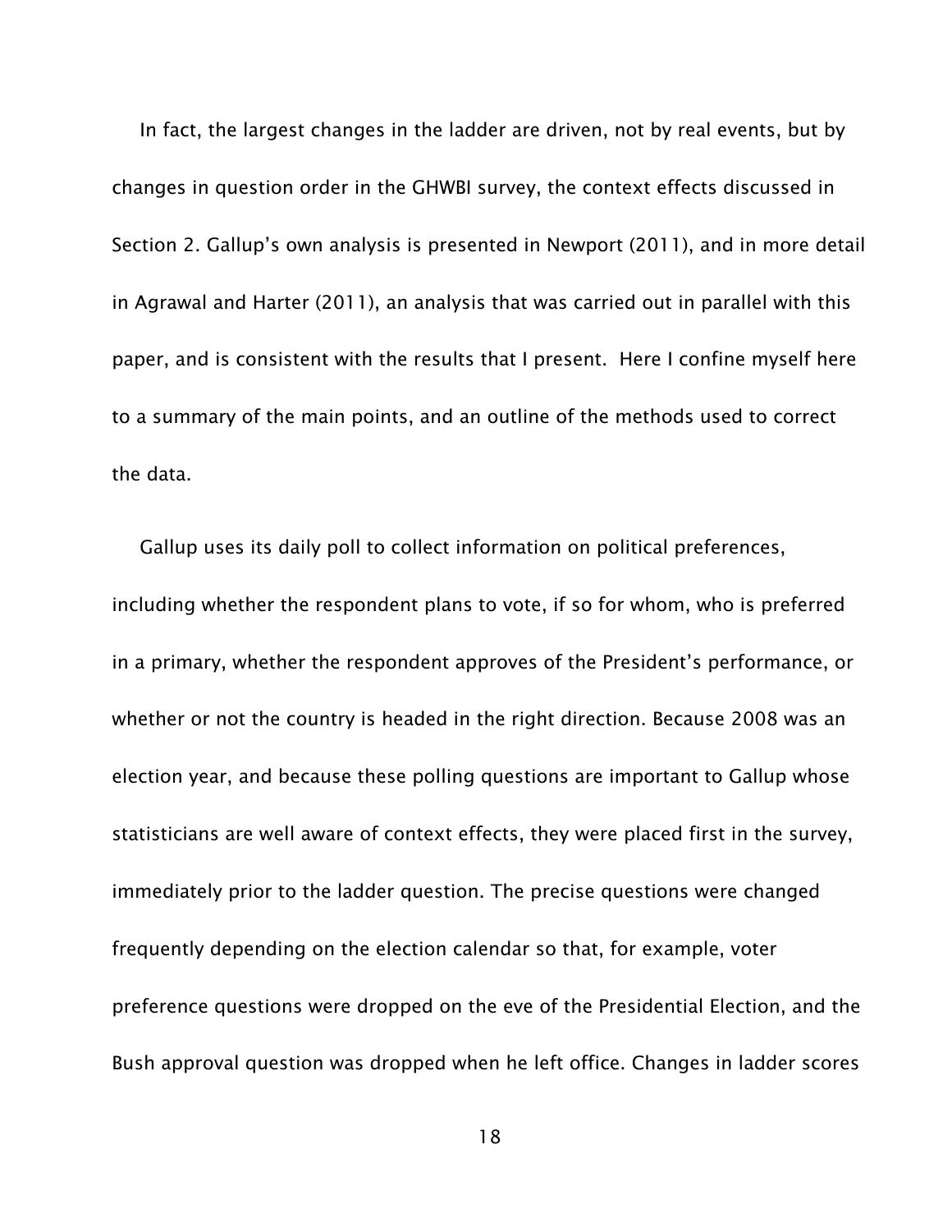In fact, the largest changes in the ladder are driven, not by real events, but by changes in question order in the GHWBI survey, the context effects discussed in Section 2. Gallup's own analysis is presented in Newport (2011), and in more detail in Agrawal and Harter (2011), an analysis that was carried out in parallel with this paper, and is consistent with the results that I present. Here I confine myself here to a summary of the main points, and an outline of the methods used to correct the data.

Gallup uses its daily poll to collect information on political preferences, including whether the respondent plans to vote, if so for whom, who is preferred in a primary, whether the respondent approves of the President's performance, or whether or not the country is headed in the right direction. Because 2008 was an election year, and because these polling questions are important to Gallup whose statisticians are well aware of context effects, they were placed first in the survey, immediately prior to the ladder question. The precise questions were changed frequently depending on the election calendar so that, for example, voter preference questions were dropped on the eve of the Presidential Election, and the Bush approval question was dropped when he left office. Changes in ladder scores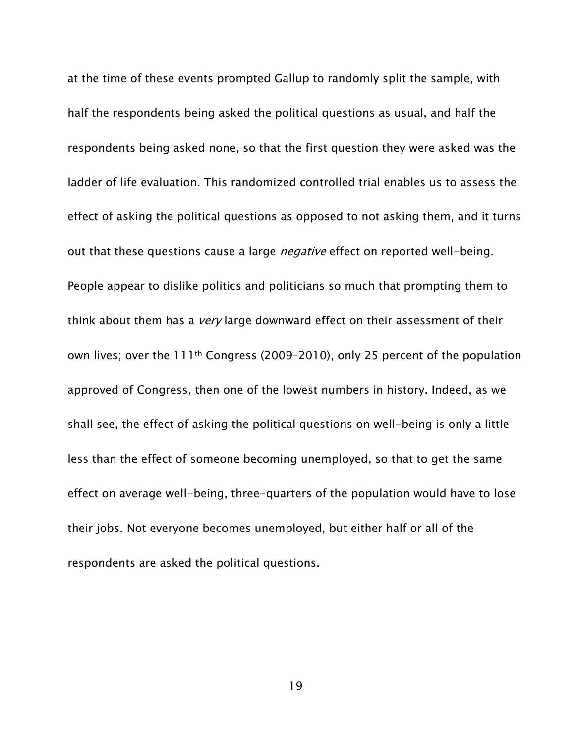at the time of these events prompted Gallup to randomly split the sample, with half the respondents being asked the political questions as usual, and half the respondents being asked none, so that the first question they were asked was the ladder of life evaluation. This randomized controlled trial enables us to assess the effect of asking the political questions as opposed to not asking them, and it turns out that these questions cause a large *negative* effect on reported well-being. People appear to dislike politics and politicians so much that prompting them to think about them has a *very* large downward effect on their assessment of their own lives; over the 111th Congress (2009–2010), only 25 percent of the population approved of Congress, then one of the lowest numbers in history. Indeed, as we shall see, the effect of asking the political questions on well-being is only a little less than the effect of someone becoming unemployed, so that to get the same effect on average well-being, three-quarters of the population would have to lose their jobs. Not everyone becomes unemployed, but either half or all of the respondents are asked the political questions.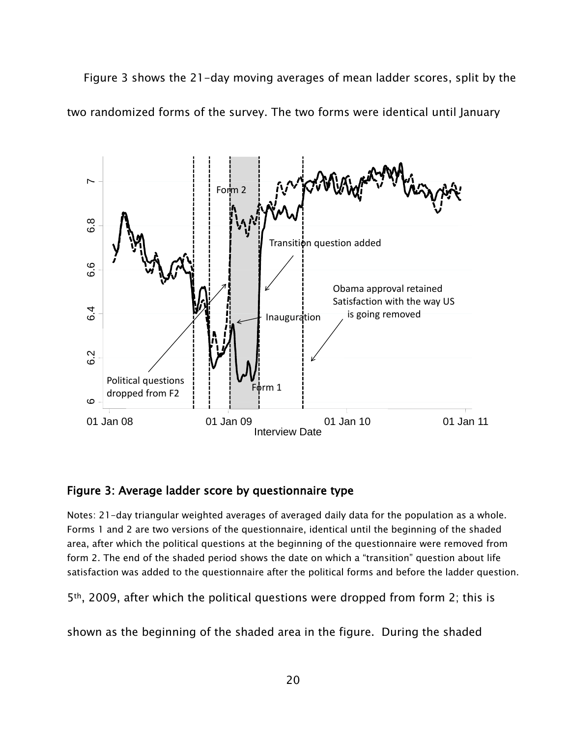Figure 3 shows the 21-day moving averages of mean ladder scores, split by the two randomized forms of the survey. The two forms were identical until January

**Figure 3: Average ladder score by questionnaire type**

Notes: 21-day triangular weighted averages of averaged daily data for the population as a whole. Forms 1 and 2 are two versions of the questionnaire, identical until the beginning of the shaded area, after which the political questions at the beginning of the questionnaire were removed from form 2. The end of the shaded period shows the date on which a "transition" question about life satisfaction was added to the questionnaire after the political forms and before the ladder question.

5th, 2009, after which the political questions were dropped from form 2; this is shown as the beginning of the shaded area in the figure. During the shaded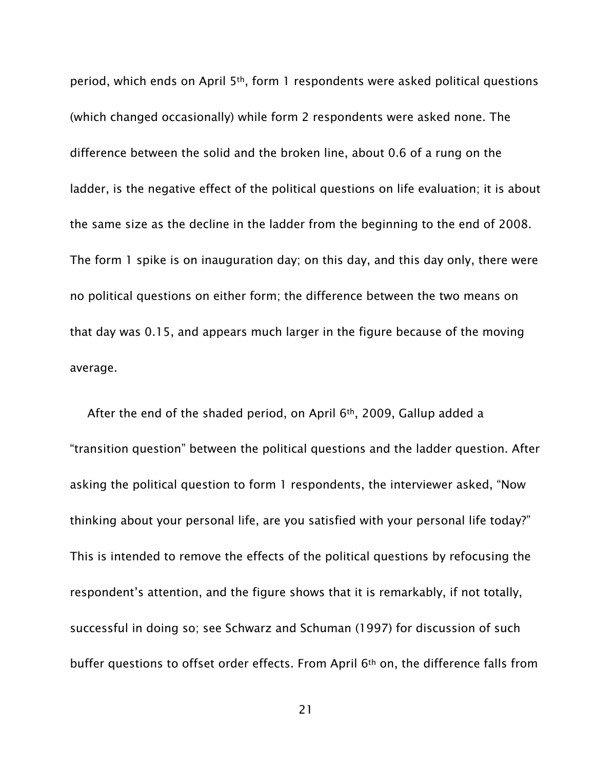period, which ends on April 5th, form 1 respondents were asked political questions (which changed occasionally) while form 2 respondents were asked none. The difference between the solid and the broken line, about 0.6 of a rung on the ladder, is the negative effect of the political questions on life evaluation; it is about the same size as the decline in the ladder from the beginning to the end of 2008. The form 1 spike is on inauguration day; on this day, and this day only, there were no political questions on either form; the difference between the two means on that day was 0.15, and appears much larger in the figure because of the moving average.

After the end of the shaded period, on April 6th, 2009, Gallup added a "transition question" between the political questions and the ladder question. After asking the political question to form 1 respondents, the interviewer asked, "Now thinking about your personal life, are you satisfied with your personal life today?" This is intended to remove the effects of the political questions by refocusing the respondent's attention, and the figure shows that it is remarkably, if not totally, successful in doing so; see Schwarz and Schuman (1997) for discussion of such buffer questions to offset order effects. From April 6th on, the difference falls from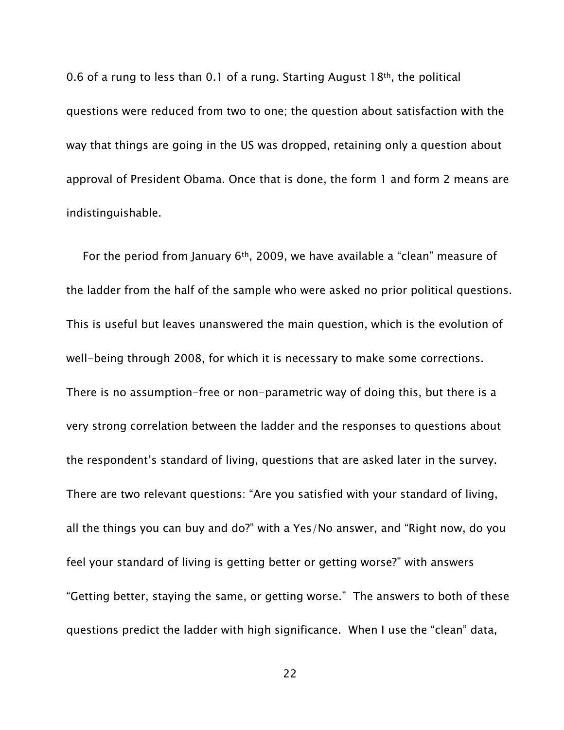0.6 of a rung to less than 0.1 of a rung. Starting August 18th, the political questions were reduced from two to one; the question about satisfaction with the way that things are going in the US was dropped, retaining only a question about approval of President Obama. Once that is done, the form 1 and form 2 means are indistinguishable.

For the period from January 6th, 2009, we have available a "clean" measure of the ladder from the half of the sample who were asked no prior political questions. This is useful but leaves unanswered the main question, which is the evolution of well-being through 2008, for which it is necessary to make some corrections. There is no assumption-free or non-parametric way of doing this, but there is a very strong correlation between the ladder and the responses to questions about the respondent's standard of living, questions that are asked later in the survey. There are two relevant questions: "Are you satisfied with your standard of living, all the things you can buy and do?" with a Yes/No answer, and "Right now, do you feel your standard of living is getting better or getting worse?" with answers "Getting better, staying the same, or getting worse." The answers to both of these questions predict the ladder with high significance. When I use the "clean" data,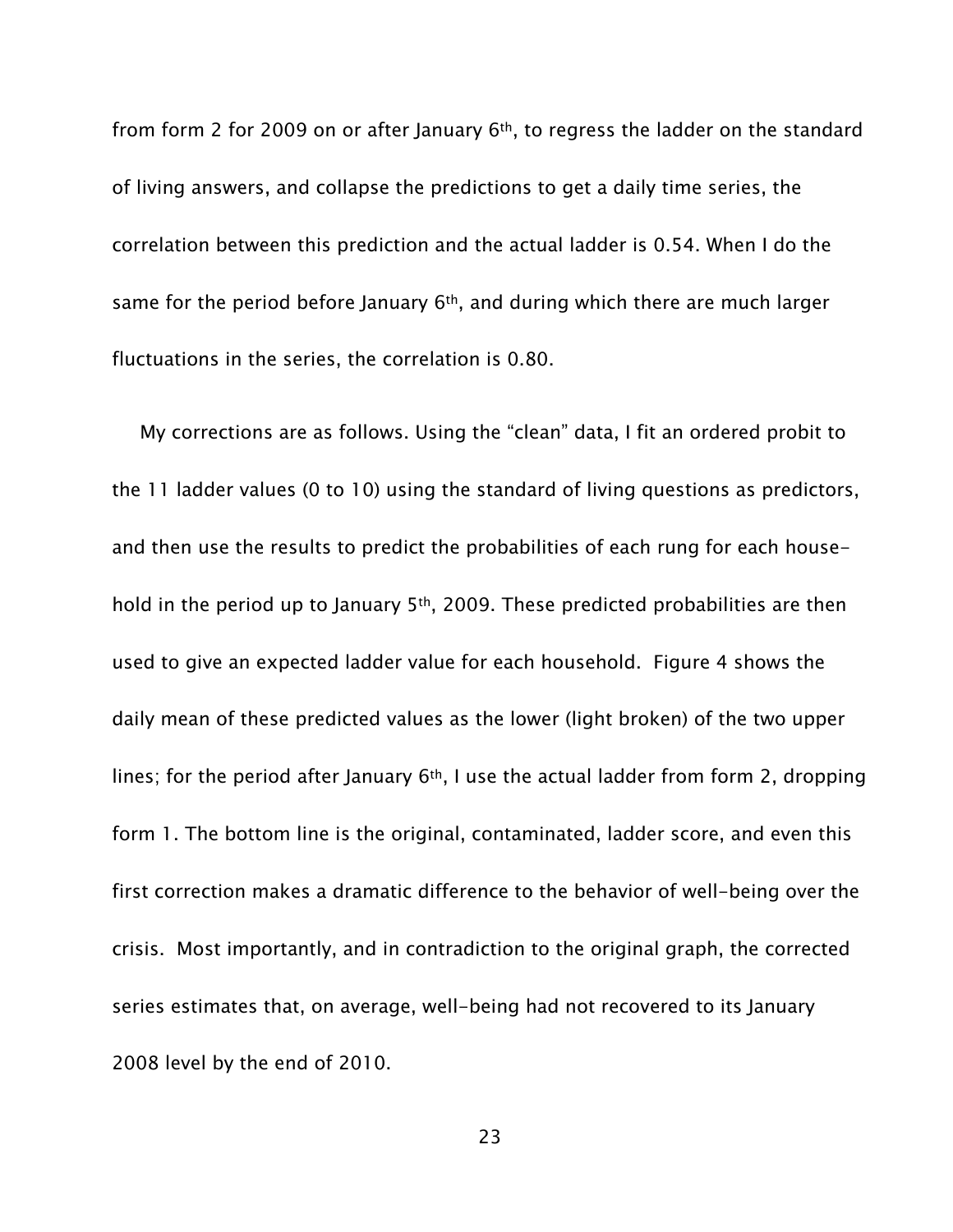from form 2 for 2009 on or after January 6th, to regress the ladder on the standard of living answers, and collapse the predictions to get a daily time series, the correlation between this prediction and the actual ladder is 0.54. When I do the same for the period before January 6th, and during which there are much larger fluctuations in the series, the correlation is 0.80.

My corrections are as follows. Using the "clean" data, I fit an ordered probit to the 11 ladder values (0 to 10) using the standard of living questions as predictors, and then use the results to predict the probabilities of each rung for each household in the period up to January 5th, 2009. These predicted probabilities are then used to give an expected ladder value for each household. Figure 4 shows the daily mean of these predicted values as the lower (light broken) of the two upper lines; for the period after January 6th, I use the actual ladder from form 2, dropping form 1. The bottom line is the original, contaminated, ladder score, and even this first correction makes a dramatic difference to the behavior of well-being over the crisis. Most importantly, and in contradiction to the original graph, the corrected series estimates that, on average, well-being had not recovered to its January 2008 level by the end of 2010.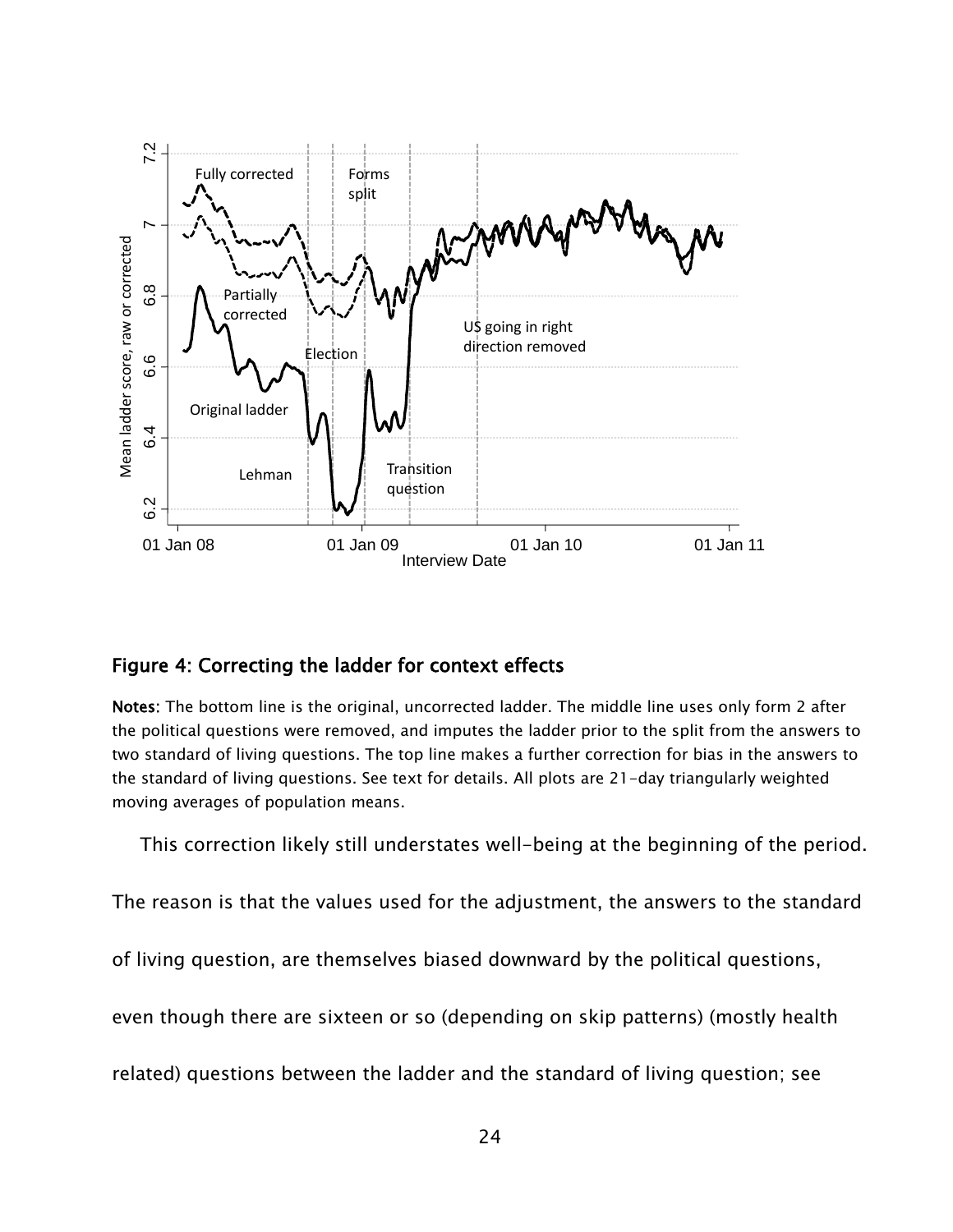## Figure 4: Correcting the ladder for context effects

**Notes**: The bottom line is the original, uncorrected ladder. The middle line uses only form 2 after the political questions were removed, and imputes the ladder prior to the split from the answers to two standard of living questions. The top line makes a further correction for bias in the answers to the standard of living questions. See text for details. All plots are 21-day triangularly weighted moving averages of population means.

This correction likely still understates well-being at the beginning of the period. The reason is that the values used for the adjustment, the answers to the standard of living question, are themselves biased downward by the political questions, even though there are sixteen or so (depending on skip patterns) (mostly health related) questions between the ladder and the standard of living question; see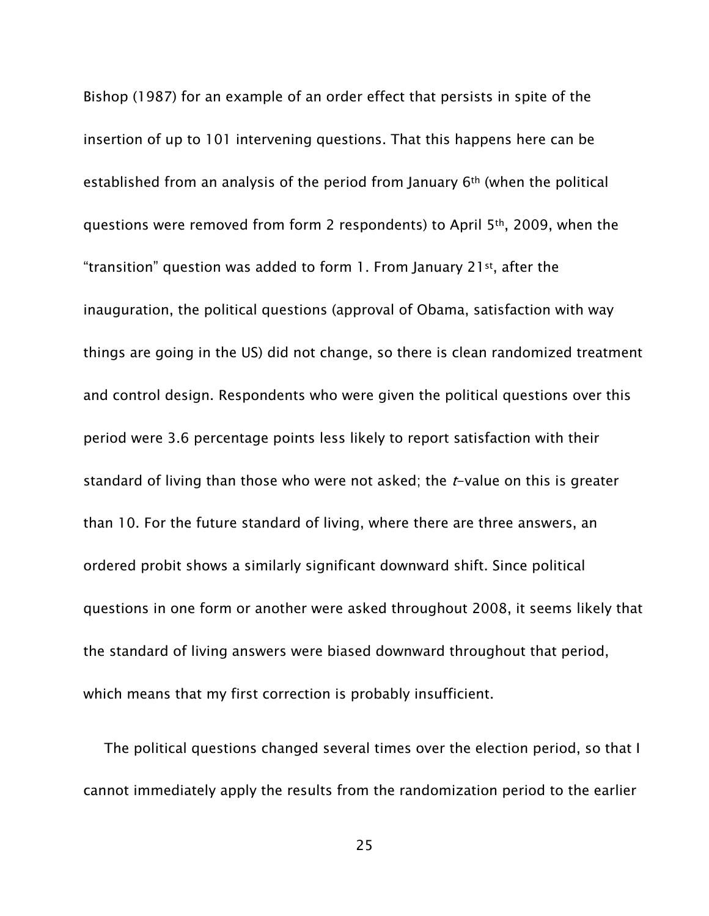Bishop (1987) for an example of an order effect that persists in spite of the insertion of up to 101 intervening questions. That this happens here can be established from an analysis of the period from January 6th (when the political questions were removed from form 2 respondents) to April 5th, 2009, when the "transition" question was added to form 1. From January 21st, after the inauguration, the political questions (approval of Obama, satisfaction with way things are going in the US) did not change, so there is clean randomized treatment and control design. Respondents who were given the political questions over this period were 3.6 percentage points less likely to report satisfaction with their standard of living than those who were not asked; the *t*-value on this is greater than 10. For the future standard of living, where there are three answers, an ordered probit shows a similarly significant downward shift. Since political questions in one form or another were asked throughout 2008, it seems likely that the standard of living answers were biased downward throughout that period, which means that my first correction is probably insufficient.

The political questions changed several times over the election period, so that I cannot immediately apply the results from the randomization period to the earlier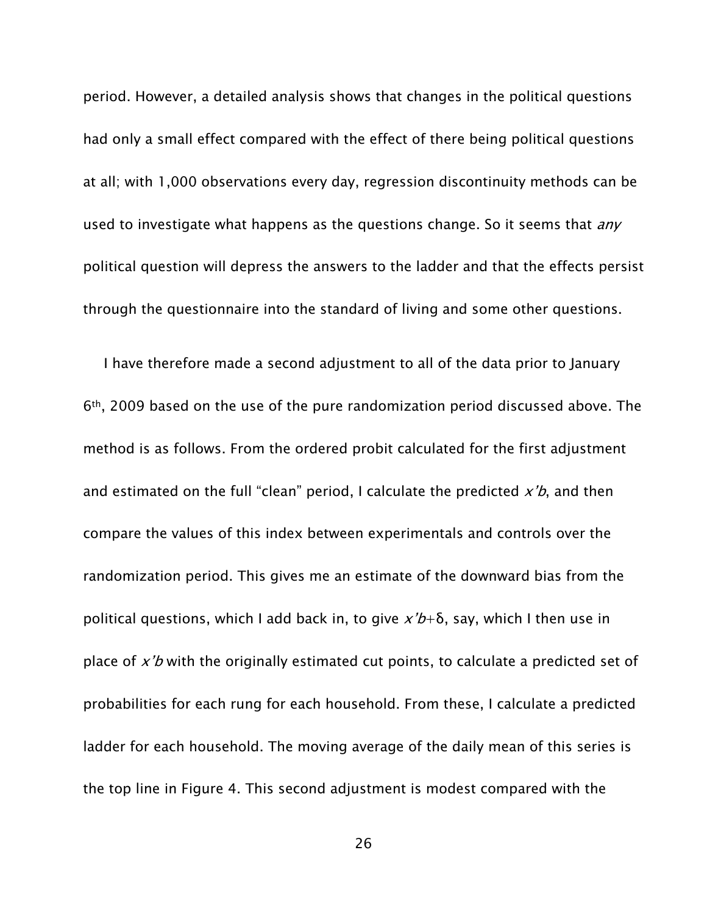period. However, a detailed analysis shows that changes in the political questions had only a small effect compared with the effect of there being political questions at all; with 1,000 observations every day, regression discontinuity methods can be used to investigate what happens as the questions change. So it seems that *any* political question will depress the answers to the ladder and that the effects persist through the questionnaire into the standard of living and some other questions.

I have therefore made a second adjustment to all of the data prior to January 6th, 2009 based on the use of the pure randomization period discussed above. The method is as follows. From the ordered probit calculated for the first adjustment and estimated on the full "clean" period, I calculate the predicted $x'b$, and then compare the values of this index between experimentals and controls over the randomization period. This gives me an estimate of the downward bias from the political questions, which I add back in, to give $x'b+\delta$, say, which I then use in place of $x'b$ with the originally estimated cut points, to calculate a predicted set of probabilities for each rung for each household. From these, I calculate a predicted ladder for each household. The moving average of the daily mean of this series is the top line in Figure 4. This second adjustment is modest compared with the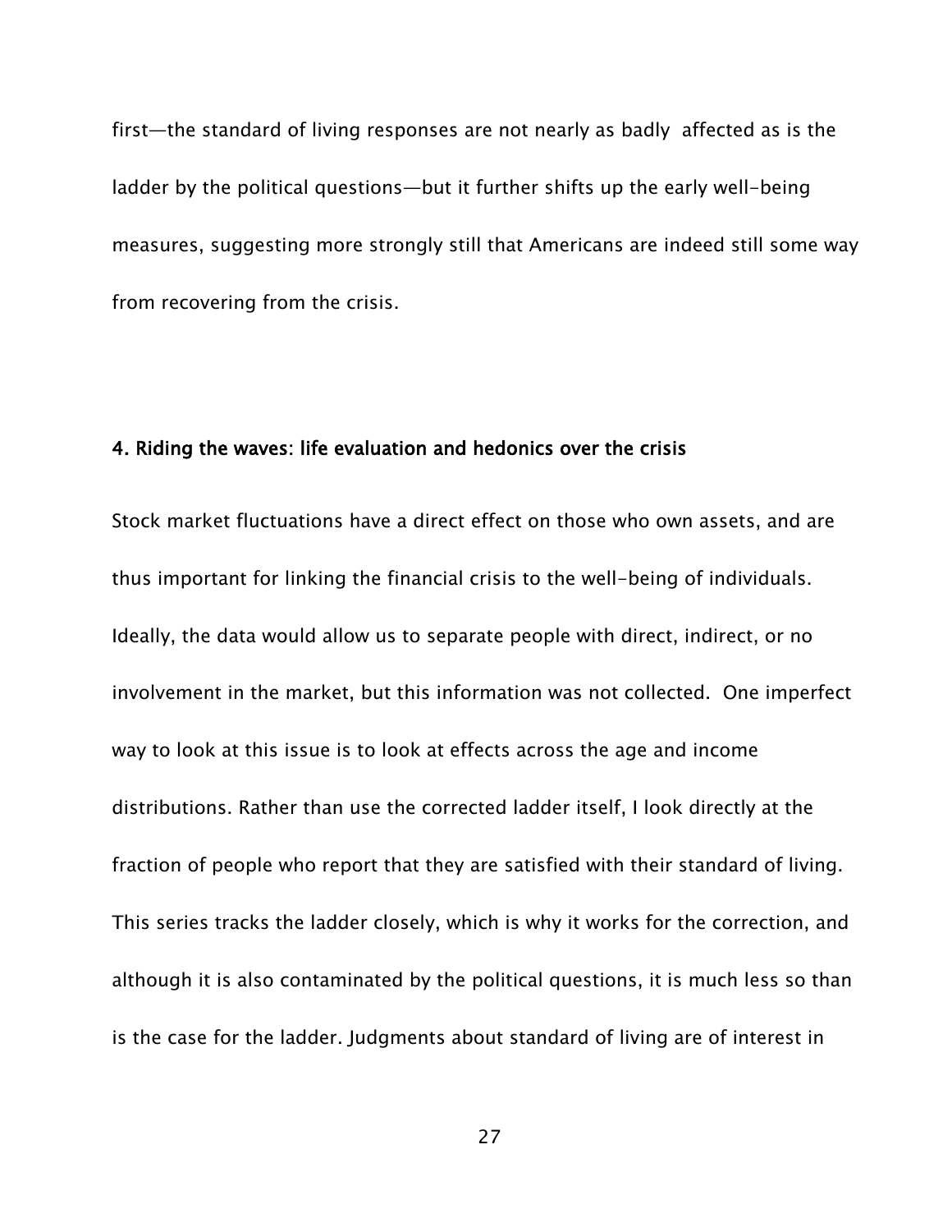first—the standard of living responses are not nearly as badly affected as is the ladder by the political questions—but it further shifts up the early well-being measures, suggesting more strongly still that Americans are indeed still some way from recovering from the crisis.

## 4. Riding the waves: life evaluation and hedonics over the crisis

Stock market fluctuations have a direct effect on those who own assets, and are thus important for linking the financial crisis to the well-being of individuals. Ideally, the data would allow us to separate people with direct, indirect, or no involvement in the market, but this information was not collected. One imperfect way to look at this issue is to look at effects across the age and income distributions. Rather than use the corrected ladder itself, I look directly at the fraction of people who report that they are satisfied with their standard of living. This series tracks the ladder closely, which is why it works for the correction, and although it is also contaminated by the political questions, it is much less so than is the case for the ladder. Judgments about standard of living are of interest in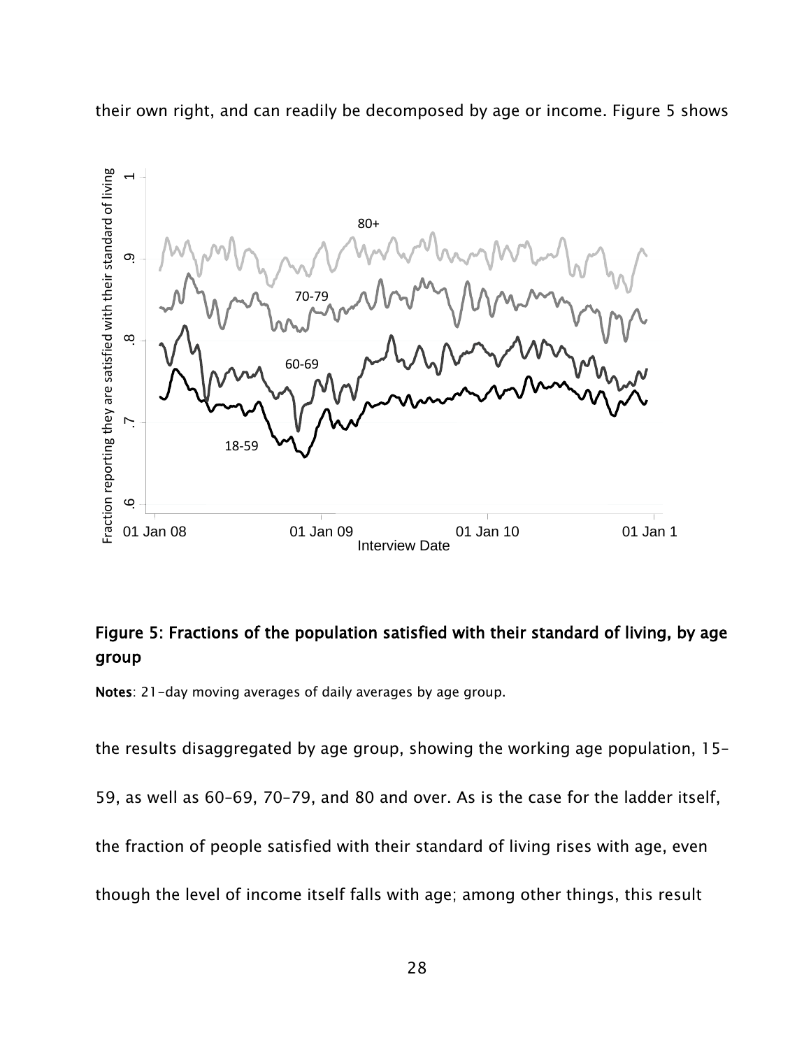their own right, and can readily be decomposed by age or income. Figure 5 shows

**Figure 5: Fractions of the population satisfied with their standard of living, by age group**

**Notes**: 21-day moving averages of daily averages by age group.

the results disaggregated by age group, showing the working age population, 15–59, as well as 60–69, 70–79, and 80 and over. As is the case for the ladder itself, the fraction of people satisfied with their standard of living rises with age, even though the level of income itself falls with age; among other things, this result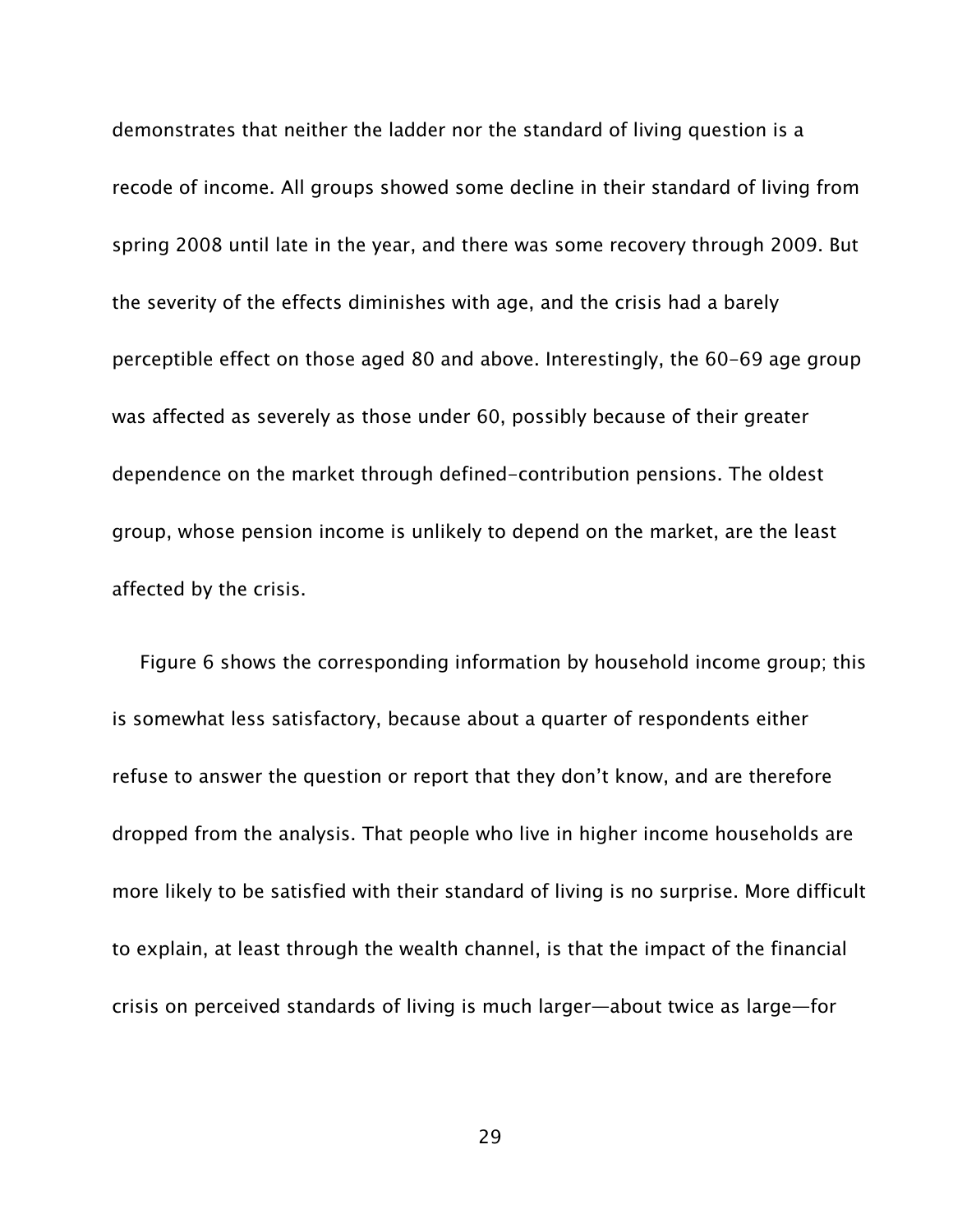demonstrates that neither the ladder nor the standard of living question is a recode of income. All groups showed some decline in their standard of living from spring 2008 until late in the year, and there was some recovery through 2009. But the severity of the effects diminishes with age, and the crisis had a barely perceptible effect on those aged 80 and above. Interestingly, the 60–69 age group was affected as severely as those under 60, possibly because of their greater dependence on the market through defined-contribution pensions. The oldest group, whose pension income is unlikely to depend on the market, are the least affected by the crisis.

Figure 6 shows the corresponding information by household income group; this is somewhat less satisfactory, because about a quarter of respondents either refuse to answer the question or report that they don't know, and are therefore dropped from the analysis. That people who live in higher income households are more likely to be satisfied with their standard of living is no surprise. More difficult to explain, at least through the wealth channel, is that the impact of the financial crisis on perceived standards of living is much larger—about twice as large—for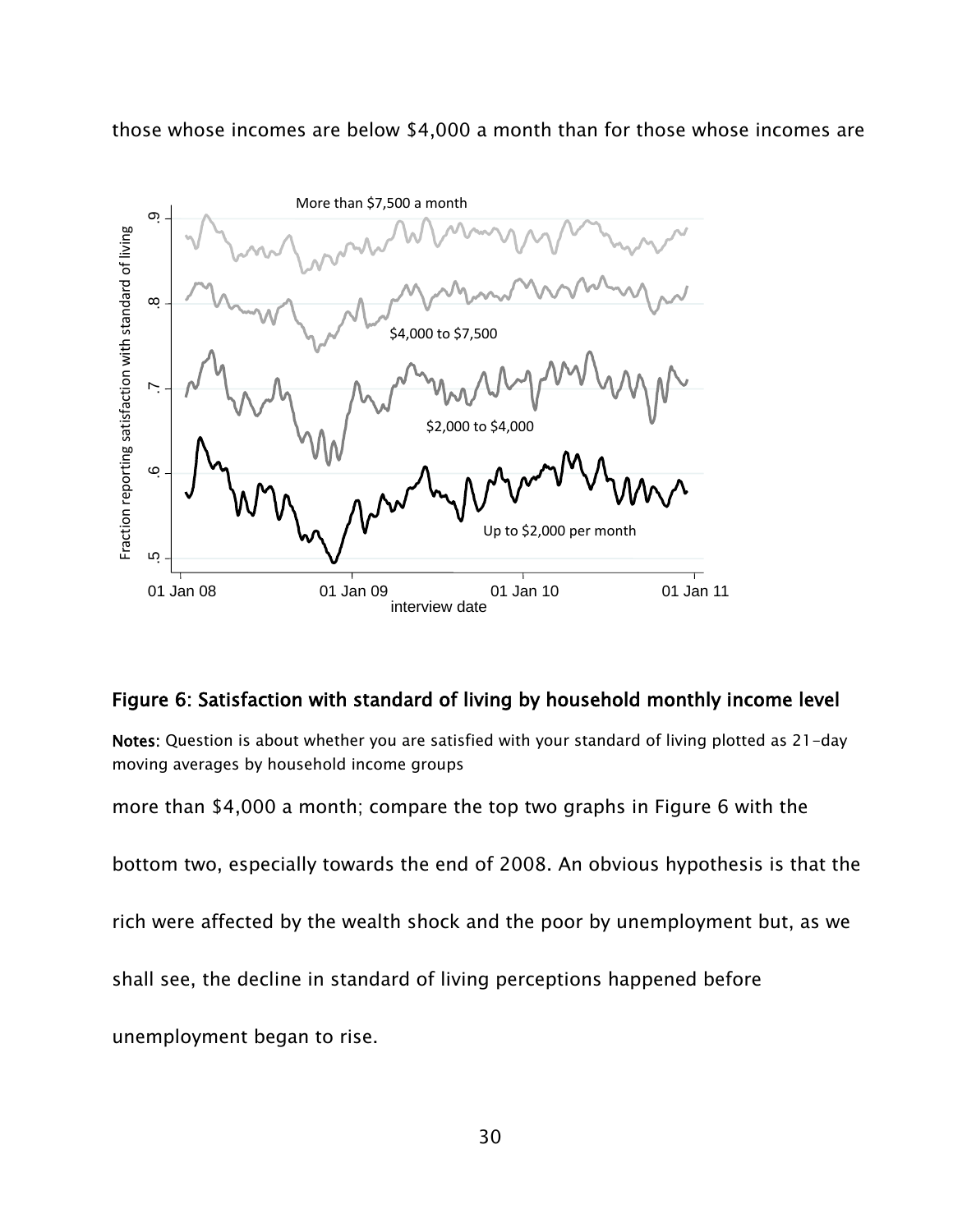those whose incomes are below $4,000 a month than for those whose incomes are

**Figure 6: Satisfaction with standard of living by household monthly income level**

**Notes:** Question is about whether you are satisfied with your standard of living plotted as 21-day moving averages by household income groups

more than $4,000 a month; compare the top two graphs in Figure 6 with the bottom two, especially towards the end of 2008. An obvious hypothesis is that the rich were affected by the wealth shock and the poor by unemployment but, as we shall see, the decline in standard of living perceptions happened before unemployment began to rise.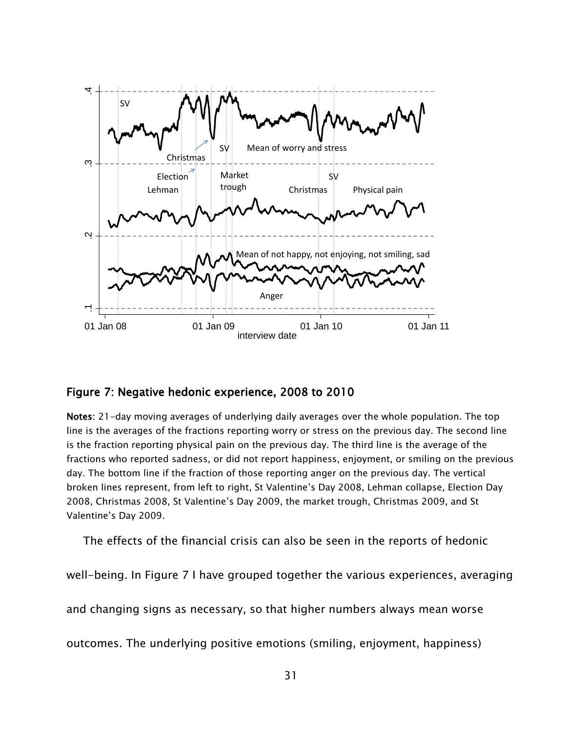**Figure 7: Negative hedonic experience, 2008 to 2010**

**Notes**: 21-day moving averages of underlying daily averages over the whole population. The top line is the averages of the fractions reporting worry or stress on the previous day. The second line is the fraction reporting physical pain on the previous day. The third line is the average of the fractions who reported sadness, or did not report happiness, enjoyment, or smiling on the previous day. The bottom line if the fraction of those reporting anger on the previous day. The vertical broken lines represent, from left to right, St Valentine's Day 2008, Lehman collapse, Election Day 2008, Christmas 2008, St Valentine's Day 2009, the market trough, Christmas 2009, and St Valentine's Day 2009.

The effects of the financial crisis can also be seen in the reports of hedonic well-being. In Figure 7 I have grouped together the various experiences, averaging and changing signs as necessary, so that higher numbers always mean worse outcomes. The underlying positive emotions (smiling, enjoyment, happiness)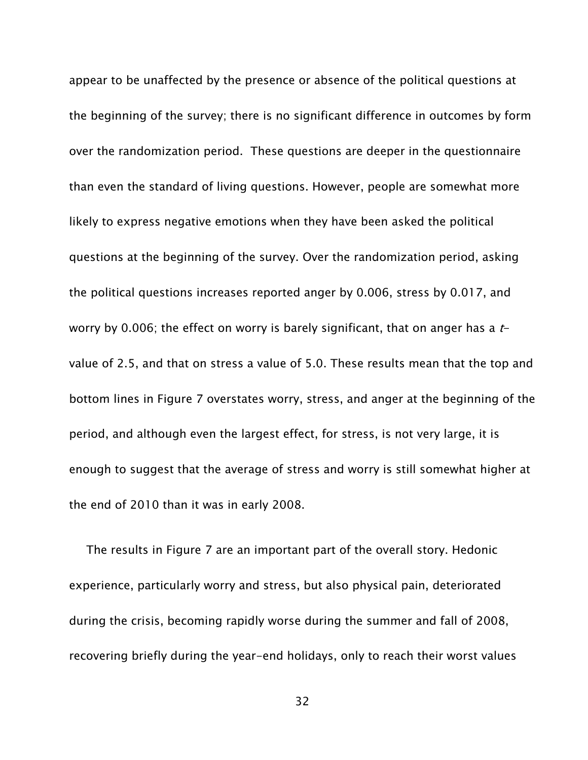appear to be unaffected by the presence or absence of the political questions at the beginning of the survey; there is no significant difference in outcomes by form over the randomization period. These questions are deeper in the questionnaire than even the standard of living questions. However, people are somewhat more likely to express negative emotions when they have been asked the political questions at the beginning of the survey. Over the randomization period, asking the political questions increases reported anger by 0.006, stress by 0.017, and worry by 0.006; the effect on worry is barely significant, that on anger has a $t$-value of 2.5, and that on stress a value of 5.0. These results mean that the top and bottom lines in Figure 7 overstates worry, stress, and anger at the beginning of the period, and although even the largest effect, for stress, is not very large, it is enough to suggest that the average of stress and worry is still somewhat higher at the end of 2010 than it was in early 2008.

The results in Figure 7 are an important part of the overall story. Hedonic experience, particularly worry and stress, but also physical pain, deteriorated during the crisis, becoming rapidly worse during the summer and fall of 2008, recovering briefly during the year-end holidays, only to reach their worst values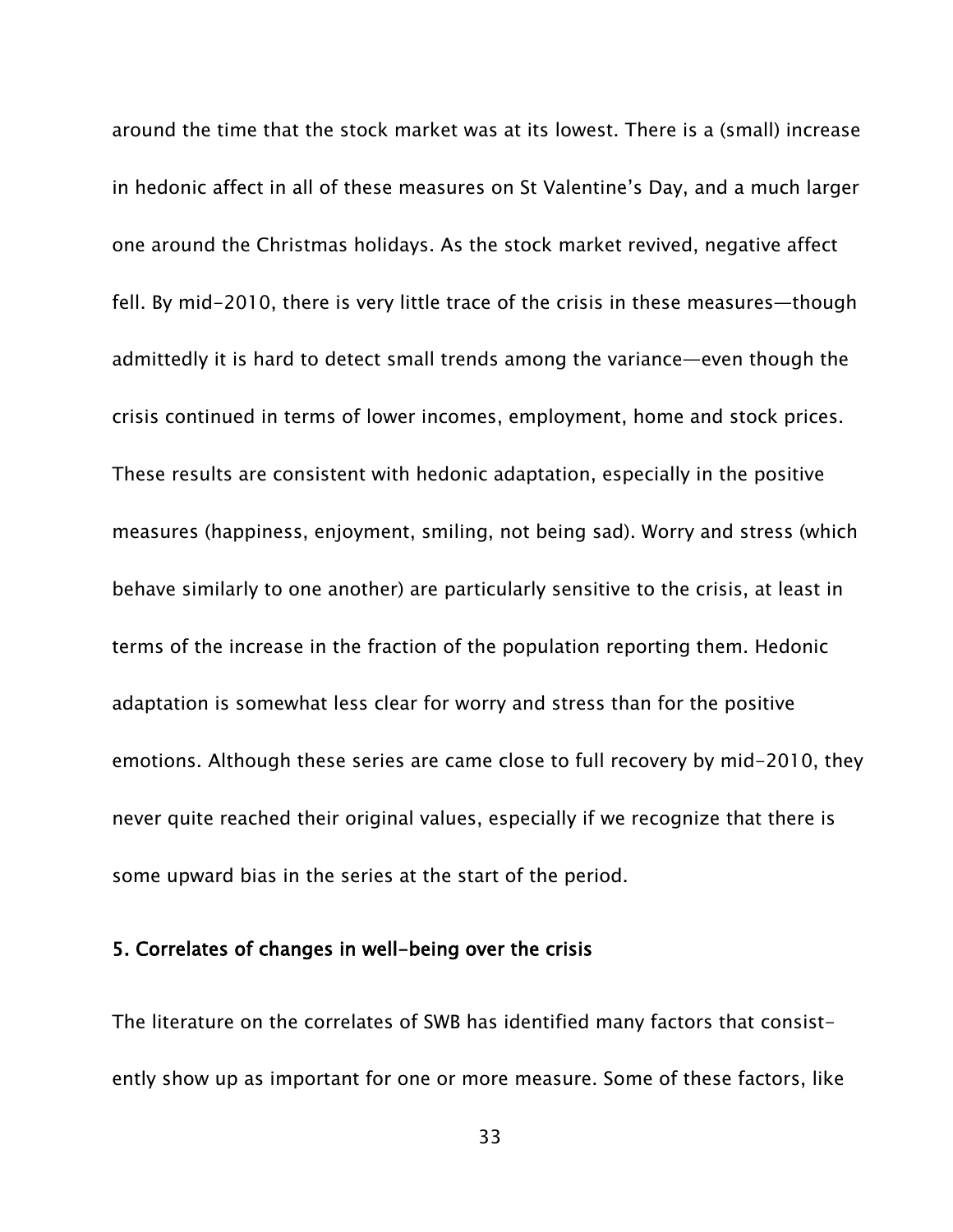around the time that the stock market was at its lowest. There is a (small) increase in hedonic affect in all of these measures on St Valentine's Day, and a much larger one around the Christmas holidays. As the stock market revived, negative affect fell. By mid-2010, there is very little trace of the crisis in these measures—though admittedly it is hard to detect small trends among the variance—even though the crisis continued in terms of lower incomes, employment, home and stock prices. These results are consistent with hedonic adaptation, especially in the positive measures (happiness, enjoyment, smiling, not being sad). Worry and stress (which behave similarly to one another) are particularly sensitive to the crisis, at least in terms of the increase in the fraction of the population reporting them. Hedonic adaptation is somewhat less clear for worry and stress than for the positive emotions. Although these series are came close to full recovery by mid-2010, they never quite reached their original values, especially if we recognize that there is some upward bias in the series at the start of the period.

## 5. Correlates of changes in well-being over the crisis

The literature on the correlates of SWB has identified many factors that consistently show up as important for one or more measure. Some of these factors, like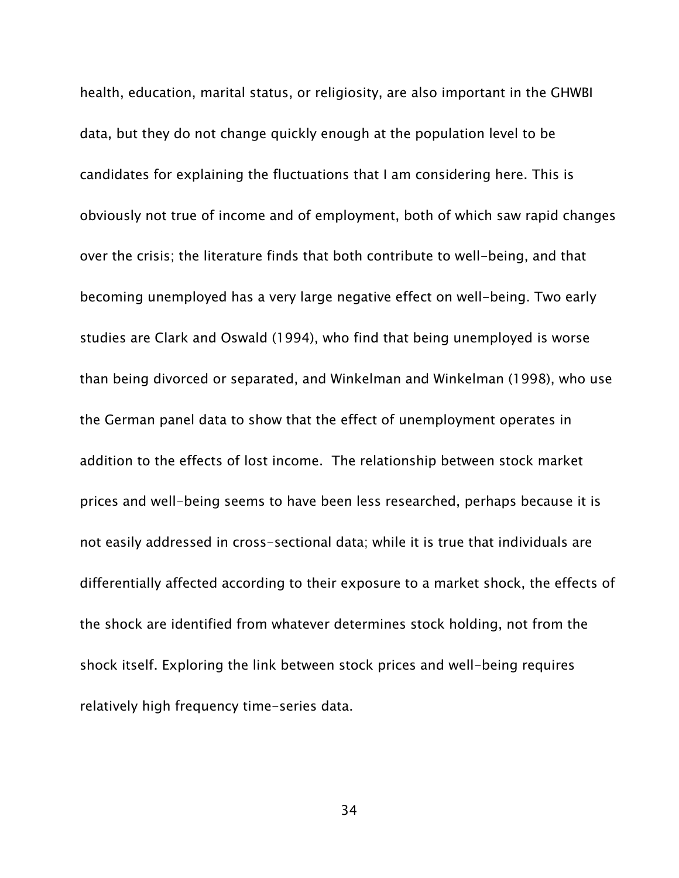health, education, marital status, or religiosity, are also important in the GHWBI data, but they do not change quickly enough at the population level to be candidates for explaining the fluctuations that I am considering here. This is obviously not true of income and of employment, both of which saw rapid changes over the crisis; the literature finds that both contribute to well-being, and that becoming unemployed has a very large negative effect on well-being. Two early studies are Clark and Oswald (1994), who find that being unemployed is worse than being divorced or separated, and Winkelman and Winkelman (1998), who use the German panel data to show that the effect of unemployment operates in addition to the effects of lost income. The relationship between stock market prices and well-being seems to have been less researched, perhaps because it is not easily addressed in cross-sectional data; while it is true that individuals are differentially affected according to their exposure to a market shock, the effects of the shock are identified from whatever determines stock holding, not from the shock itself. Exploring the link between stock prices and well-being requires relatively high frequency time-series data.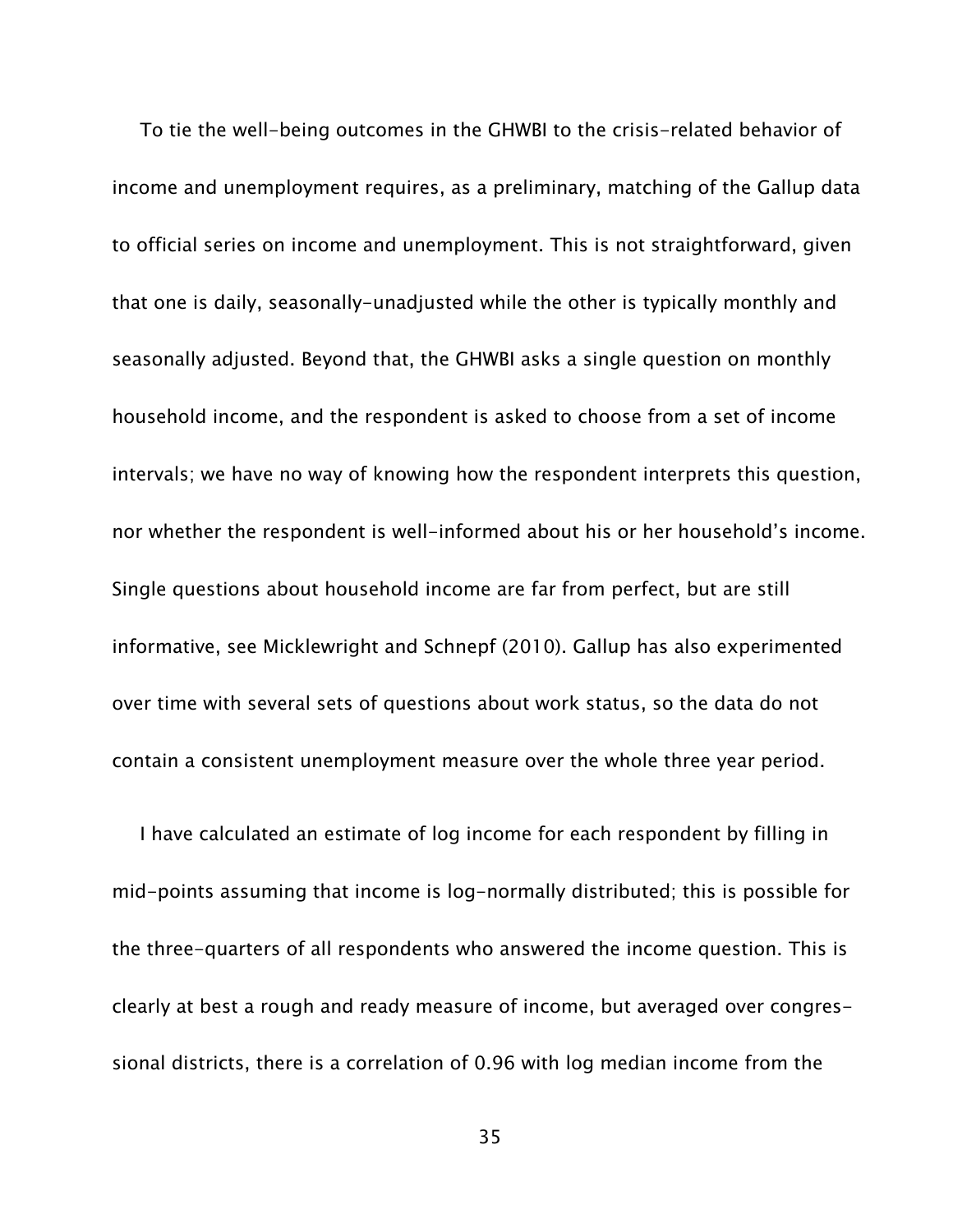To tie the well-being outcomes in the GHWBI to the crisis-related behavior of income and unemployment requires, as a preliminary, matching of the Gallup data to official series on income and unemployment. This is not straightforward, given that one is daily, seasonally-unadjusted while the other is typically monthly and seasonally adjusted. Beyond that, the GHWBI asks a single question on monthly household income, and the respondent is asked to choose from a set of income intervals; we have no way of knowing how the respondent interprets this question, nor whether the respondent is well-informed about his or her household's income. Single questions about household income are far from perfect, but are still informative, see Micklewright and Schnepf (2010). Gallup has also experimented over time with several sets of questions about work status, so the data do not contain a consistent unemployment measure over the whole three year period.

I have calculated an estimate of log income for each respondent by filling in mid-points assuming that income is log-normally distributed; this is possible for the three-quarters of all respondents who answered the income question. This is clearly at best a rough and ready measure of income, but averaged over congressional districts, there is a correlation of 0.96 with log median income from the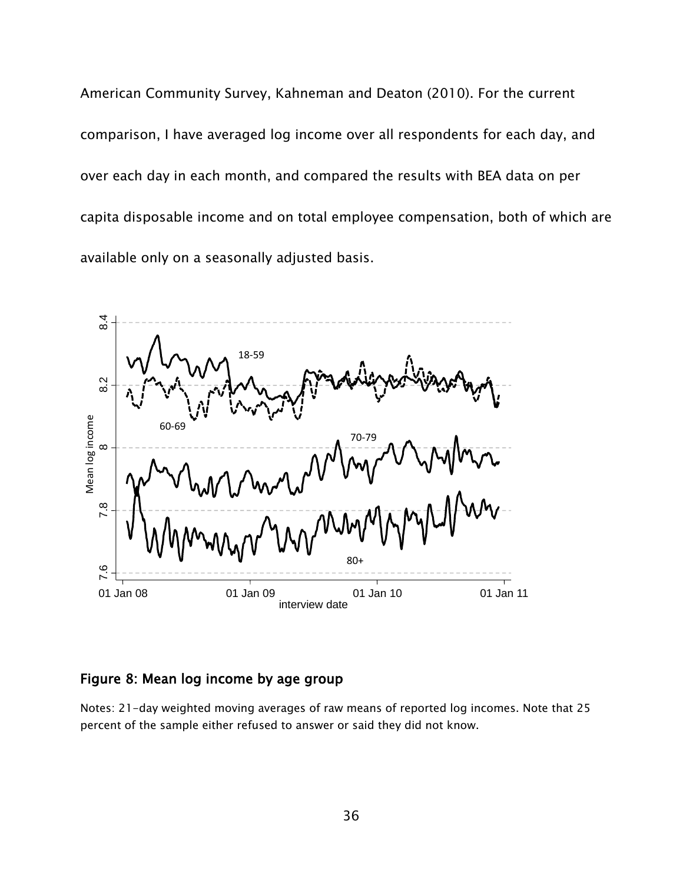American Community Survey, Kahneman and Deaton (2010). For the current comparison, I have averaged log income over all respondents for each day, and over each day in each month, and compared the results with BEA data on per capita disposable income and on total employee compensation, both of which are available only on a seasonally adjusted basis.

## Figure 8: Mean log income by age group

Notes: 21-day weighted moving averages of raw means of reported log incomes. Note that 25 percent of the sample either refused to answer or said they did not know.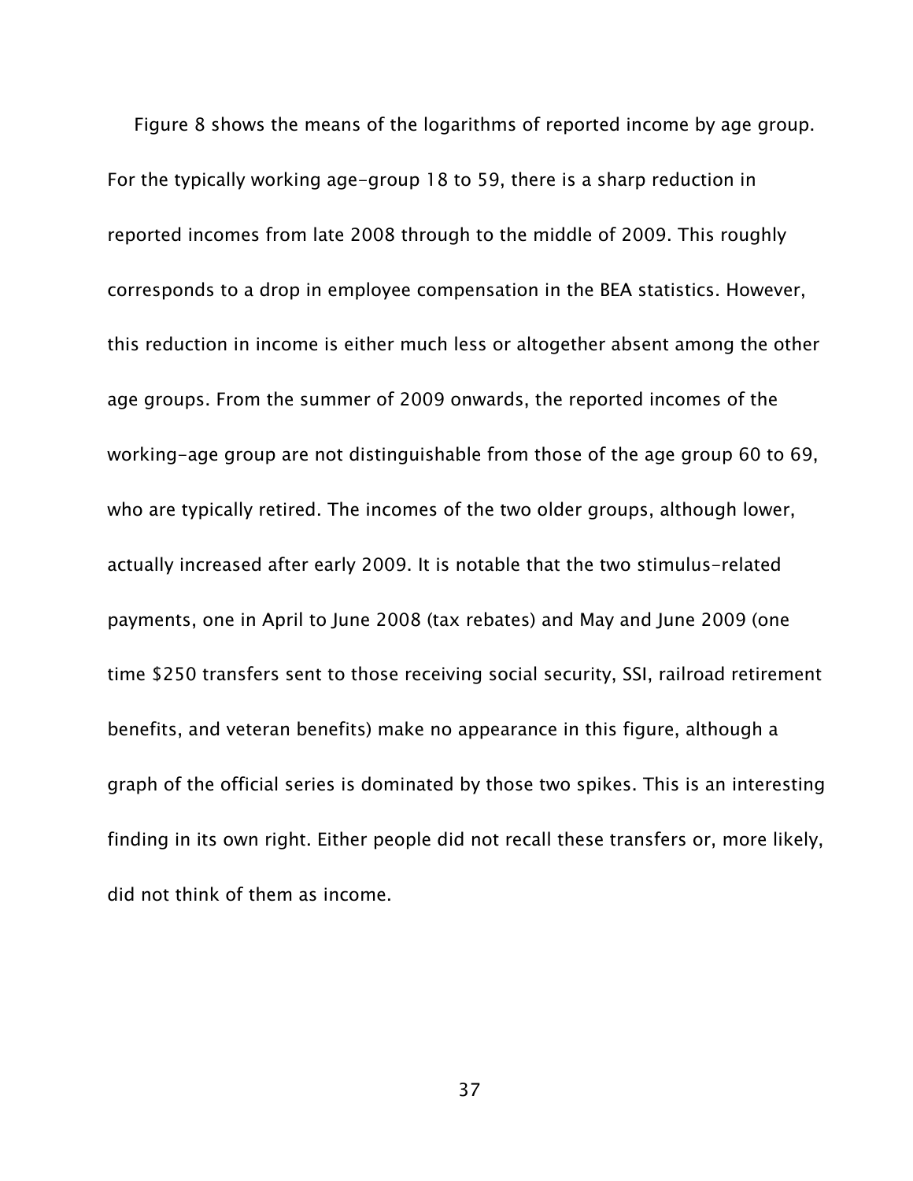Figure 8 shows the means of the logarithms of reported income by age group. For the typically working age-group 18 to 59, there is a sharp reduction in reported incomes from late 2008 through to the middle of 2009. This roughly corresponds to a drop in employee compensation in the BEA statistics. However, this reduction in income is either much less or altogether absent among the other age groups. From the summer of 2009 onwards, the reported incomes of the working-age group are not distinguishable from those of the age group 60 to 69, who are typically retired. The incomes of the two older groups, although lower, actually increased after early 2009. It is notable that the two stimulus-related payments, one in April to June 2008 (tax rebates) and May and June 2009 (one time $250 transfers sent to those receiving social security, SSI, railroad retirement benefits, and veteran benefits) make no appearance in this figure, although a graph of the official series is dominated by those two spikes. This is an interesting finding in its own right. Either people did not recall these transfers or, more likely, did not think of them as income.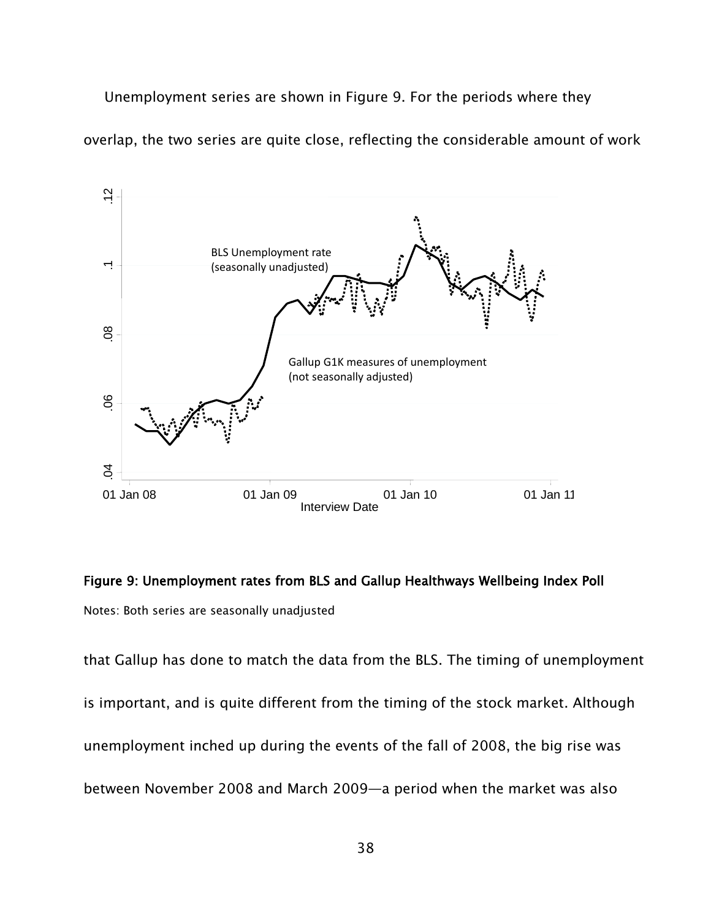Unemployment series are shown in Figure 9. For the periods where they overlap, the two series are quite close, reflecting the considerable amount of work

**Figure 9: Unemployment rates from BLS and Gallup Healthways Wellbeing Index Poll**

Notes: Both series are seasonally unadjusted

that Gallup has done to match the data from the BLS. The timing of unemployment is important, and is quite different from the timing of the stock market. Although unemployment inched up during the events of the fall of 2008, the big rise was between November 2008 and March 2009—a period when the market was also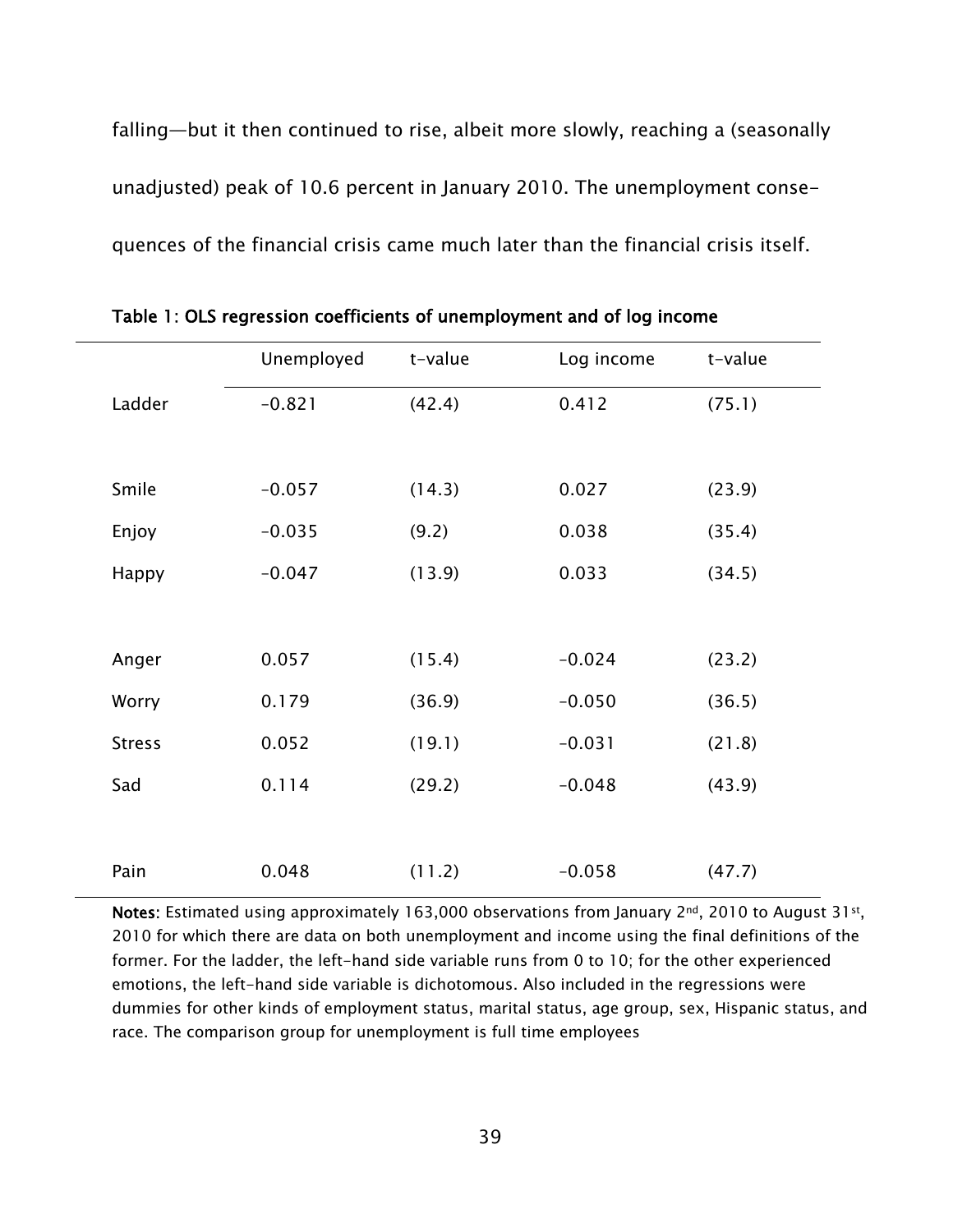falling—but it then continued to rise, albeit more slowly, reaching a (seasonally unadjusted) peak of 10.6 percent in January 2010. The unemployment consequences of the financial crisis came much later than the financial crisis itself.

**Table 1: OLS regression coefficients of unemployment and of log income**

| | Unemployed | t-value | Log income | t-value |
|---|---|---|---|---|
| Ladder | −0.821 | (42.4) | 0.412 | (75.1) |
| | | | | |
| Smile | −0.057 | (14.3) | 0.027 | (23.9) |
| Enjoy | −0.035 | (9.2) | 0.038 | (35.4) |
| Happy | −0.047 | (13.9) | 0.033 | (34.5) |
| | | | | |
| Anger | 0.057 | (15.4) | −0.024 | (23.2) |
| Worry | 0.179 | (36.9) | −0.050 | (36.5) |
| Stress | 0.052 | (19.1) | −0.031 | (21.8) |
| Sad | 0.114 | (29.2) | −0.048 | (43.9) |
| | | | | |
| Pain | 0.048 | (11.2) | −0.058 | (47.7) |

**Notes**: Estimated using approximately 163,000 observations from January 2nd, 2010 to August 31st, 2010 for which there are data on both unemployment and income using the final definitions of the former. For the ladder, the left-hand side variable runs from 0 to 10; for the other experienced emotions, the left-hand side variable is dichotomous. Also included in the regressions were dummies for other kinds of employment status, marital status, age group, sex, Hispanic status, and race. The comparison group for unemployment is full time employees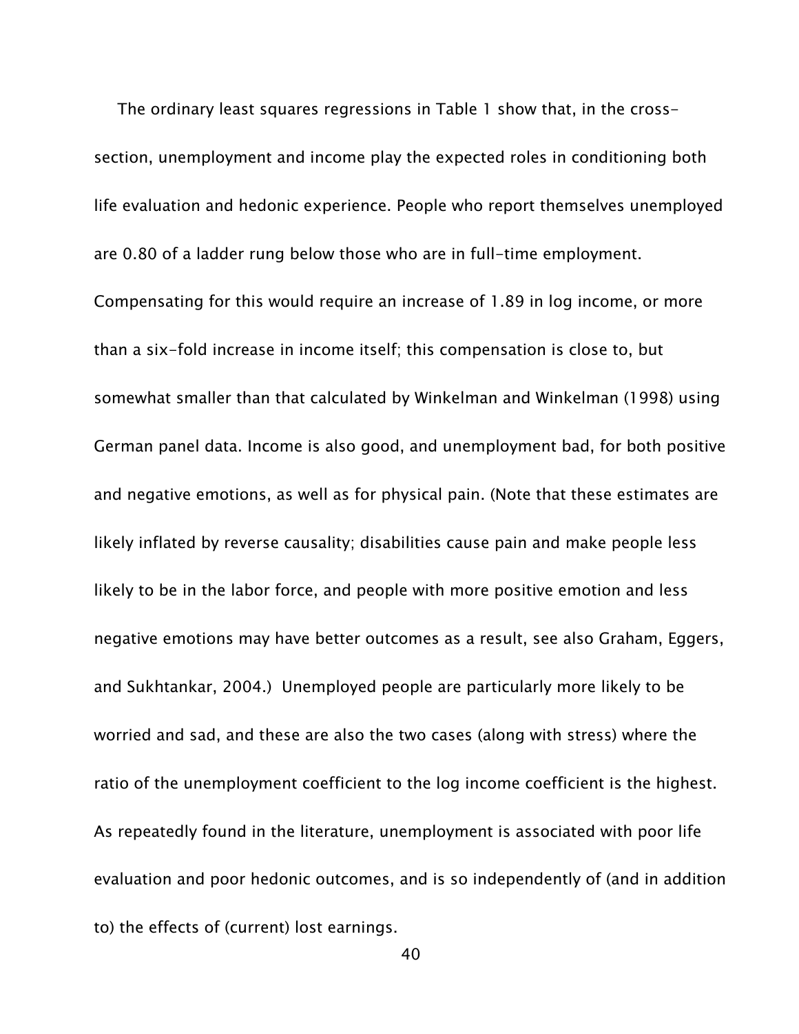The ordinary least squares regressions in Table 1 show that, in the cross-section, unemployment and income play the expected roles in conditioning both life evaluation and hedonic experience. People who report themselves unemployed are 0.80 of a ladder rung below those who are in full-time employment. Compensating for this would require an increase of 1.89 in log income, or more than a six-fold increase in income itself; this compensation is close to, but somewhat smaller than that calculated by Winkelman and Winkelman (1998) using German panel data. Income is also good, and unemployment bad, for both positive and negative emotions, as well as for physical pain. (Note that these estimates are likely inflated by reverse causality; disabilities cause pain and make people less likely to be in the labor force, and people with more positive emotion and less negative emotions may have better outcomes as a result, see also Graham, Eggers, and Sukhtankar, 2004.) Unemployed people are particularly more likely to be worried and sad, and these are also the two cases (along with stress) where the ratio of the unemployment coefficient to the log income coefficient is the highest. As repeatedly found in the literature, unemployment is associated with poor life evaluation and poor hedonic outcomes, and is so independently of (and in addition to) the effects of (current) lost earnings.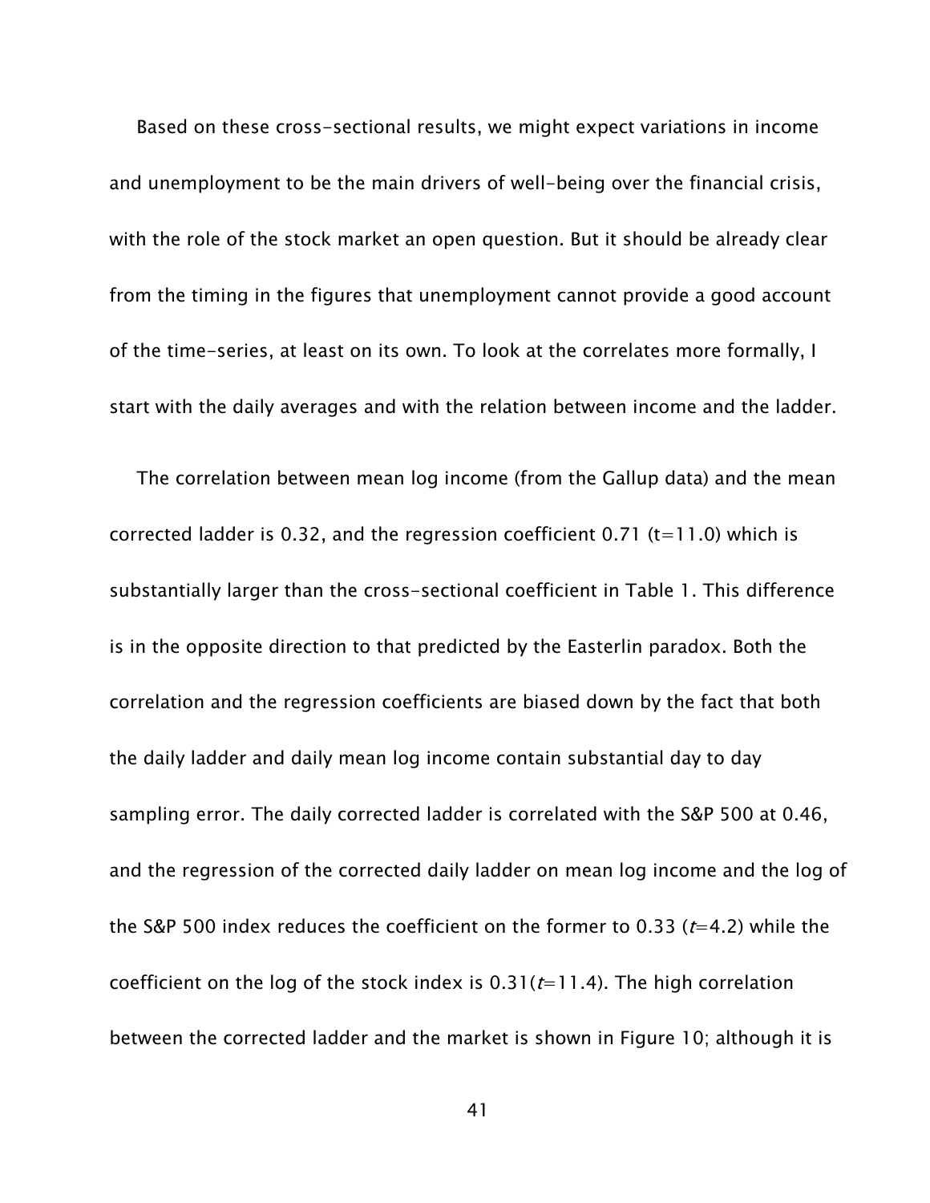Based on these cross-sectional results, we might expect variations in income and unemployment to be the main drivers of well-being over the financial crisis, with the role of the stock market an open question. But it should be already clear from the timing in the figures that unemployment cannot provide a good account of the time-series, at least on its own. To look at the correlates more formally, I start with the daily averages and with the relation between income and the ladder.

The correlation between mean log income (from the Gallup data) and the mean corrected ladder is 0.32, and the regression coefficient 0.71 ($t$=11.0) which is substantially larger than the cross-sectional coefficient in Table 1. This difference is in the opposite direction to that predicted by the Easterlin paradox. Both the correlation and the regression coefficients are biased down by the fact that both the daily ladder and daily mean log income contain substantial day to day sampling error. The daily corrected ladder is correlated with the S&P 500 at 0.46, and the regression of the corrected daily ladder on mean log income and the log of the S&P 500 index reduces the coefficient on the former to 0.33 ($t$=4.2) while the coefficient on the log of the stock index is 0.31($t$=11.4). The high correlation between the corrected ladder and the market is shown in Figure 10; although it is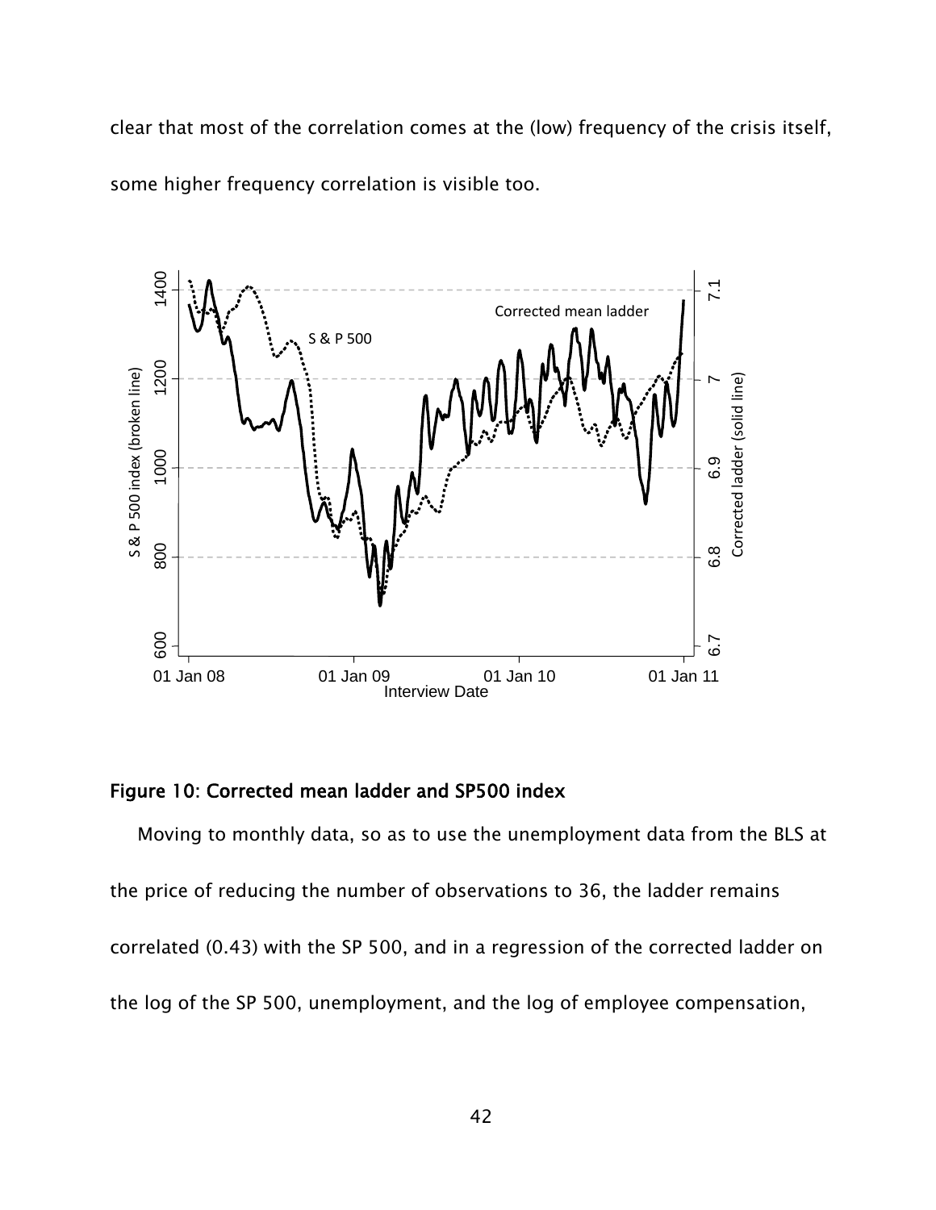clear that most of the correlation comes at the (low) frequency of the crisis itself, some higher frequency correlation is visible too.

**Figure 10: Corrected mean ladder and SP500 index**

Moving to monthly data, so as to use the unemployment data from the BLS at the price of reducing the number of observations to 36, the ladder remains correlated (0.43) with the SP 500, and in a regression of the corrected ladder on the log of the SP 500, unemployment, and the log of employee compensation,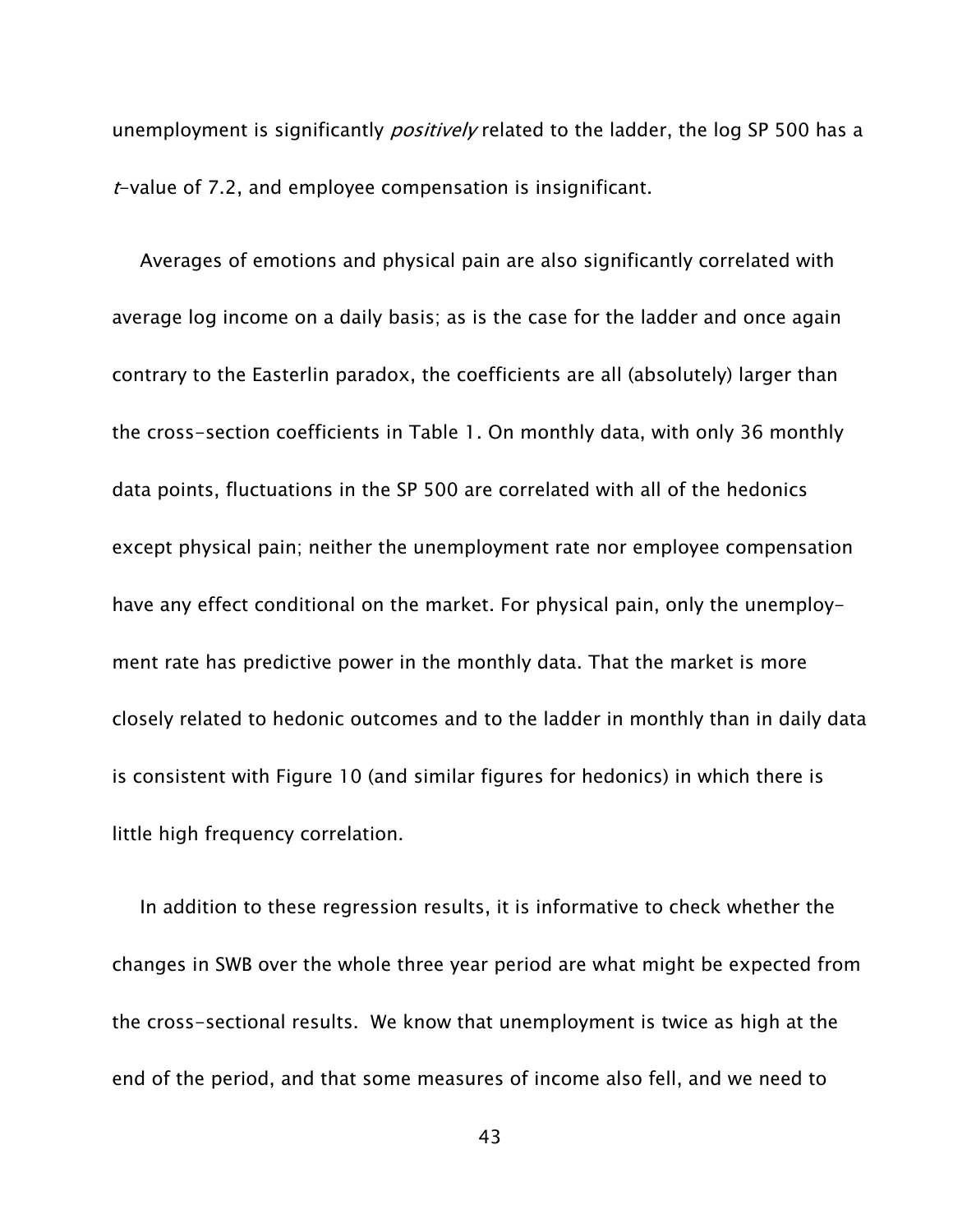unemployment is significantly *positively* related to the ladder, the log SP 500 has a *t*-value of 7.2, and employee compensation is insignificant.

Averages of emotions and physical pain are also significantly correlated with average log income on a daily basis; as is the case for the ladder and once again contrary to the Easterlin paradox, the coefficients are all (absolutely) larger than the cross-section coefficients in Table 1. On monthly data, with only 36 monthly data points, fluctuations in the SP 500 are correlated with all of the hedonics except physical pain; neither the unemployment rate nor employee compensation have any effect conditional on the market. For physical pain, only the unemployment rate has predictive power in the monthly data. That the market is more closely related to hedonic outcomes and to the ladder in monthly than in daily data is consistent with Figure 10 (and similar figures for hedonics) in which there is little high frequency correlation.

In addition to these regression results, it is informative to check whether the changes in SWB over the whole three year period are what might be expected from the cross-sectional results. We know that unemployment is twice as high at the end of the period, and that some measures of income also fell, and we need to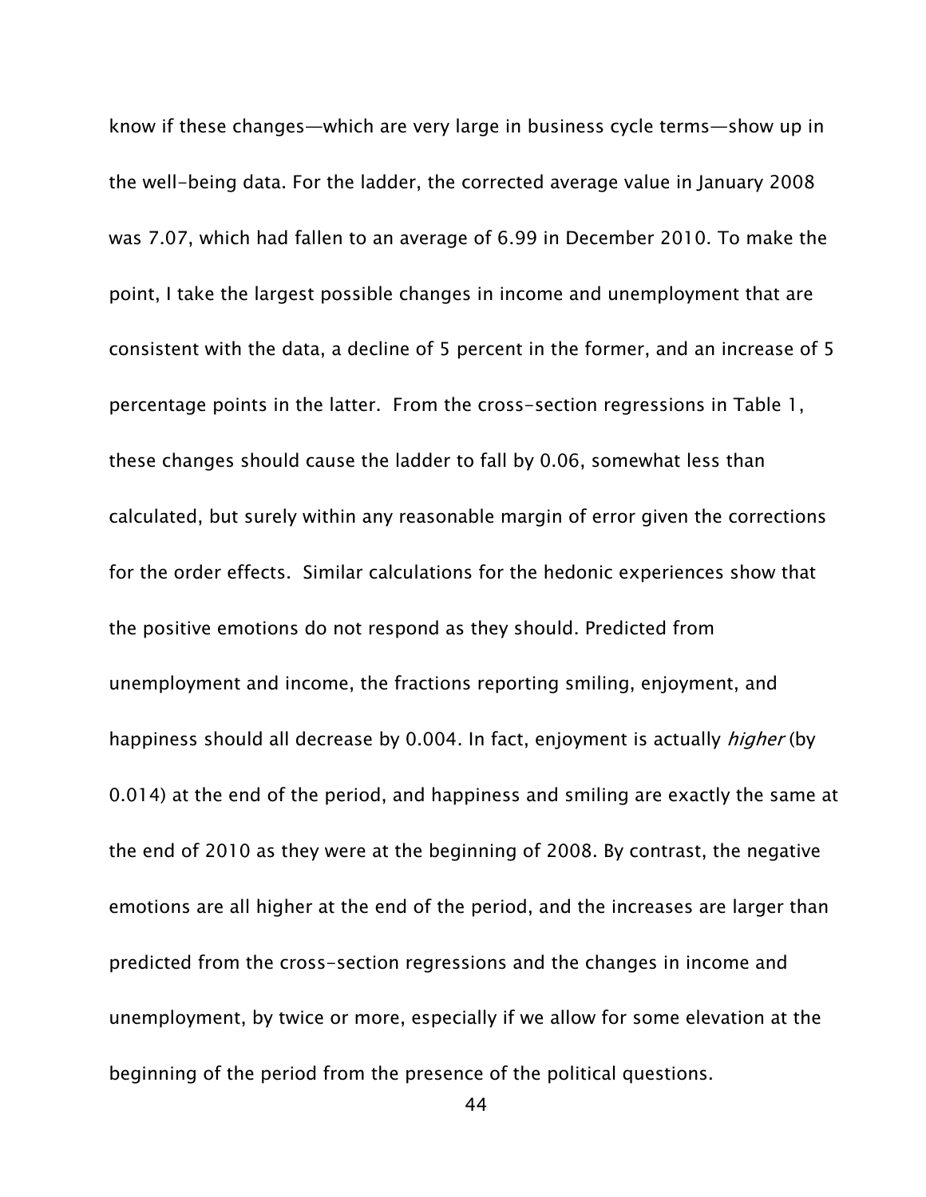know if these changes—which are very large in business cycle terms—show up in the well-being data. For the ladder, the corrected average value in January 2008 was 7.07, which had fallen to an average of 6.99 in December 2010. To make the point, I take the largest possible changes in income and unemployment that are consistent with the data, a decline of 5 percent in the former, and an increase of 5 percentage points in the latter. From the cross-section regressions in Table 1, these changes should cause the ladder to fall by 0.06, somewhat less than calculated, but surely within any reasonable margin of error given the corrections for the order effects. Similar calculations for the hedonic experiences show that the positive emotions do not respond as they should. Predicted from unemployment and income, the fractions reporting smiling, enjoyment, and happiness should all decrease by 0.004. In fact, enjoyment is actually *higher* (by 0.014) at the end of the period, and happiness and smiling are exactly the same at the end of 2010 as they were at the beginning of 2008. By contrast, the negative emotions are all higher at the end of the period, and the increases are larger than predicted from the cross-section regressions and the changes in income and unemployment, by twice or more, especially if we allow for some elevation at the beginning of the period from the presence of the political questions.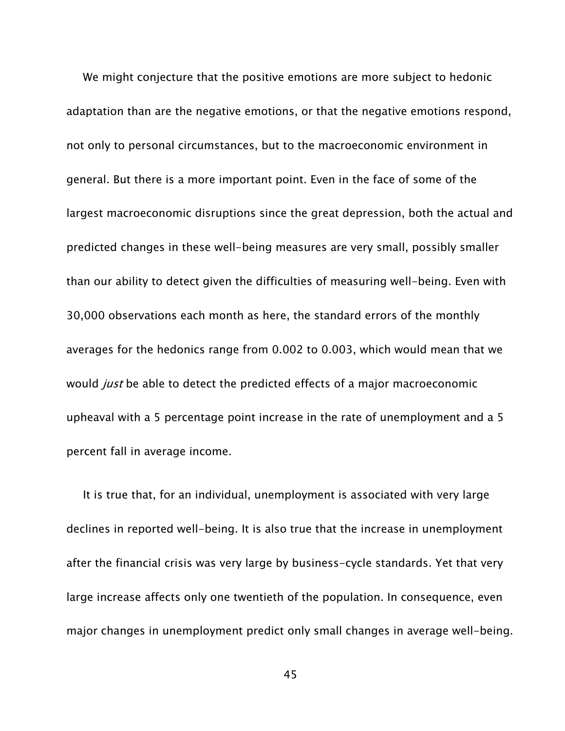We might conjecture that the positive emotions are more subject to hedonic adaptation than are the negative emotions, or that the negative emotions respond, not only to personal circumstances, but to the macroeconomic environment in general. But there is a more important point. Even in the face of some of the largest macroeconomic disruptions since the great depression, both the actual and predicted changes in these well-being measures are very small, possibly smaller than our ability to detect given the difficulties of measuring well-being. Even with 30,000 observations each month as here, the standard errors of the monthly averages for the hedonics range from 0.002 to 0.003, which would mean that we would *just* be able to detect the predicted effects of a major macroeconomic upheaval with a 5 percentage point increase in the rate of unemployment and a 5 percent fall in average income.

It is true that, for an individual, unemployment is associated with very large declines in reported well-being. It is also true that the increase in unemployment after the financial crisis was very large by business-cycle standards. Yet that very large increase affects only one twentieth of the population. In consequence, even major changes in unemployment predict only small changes in average well-being.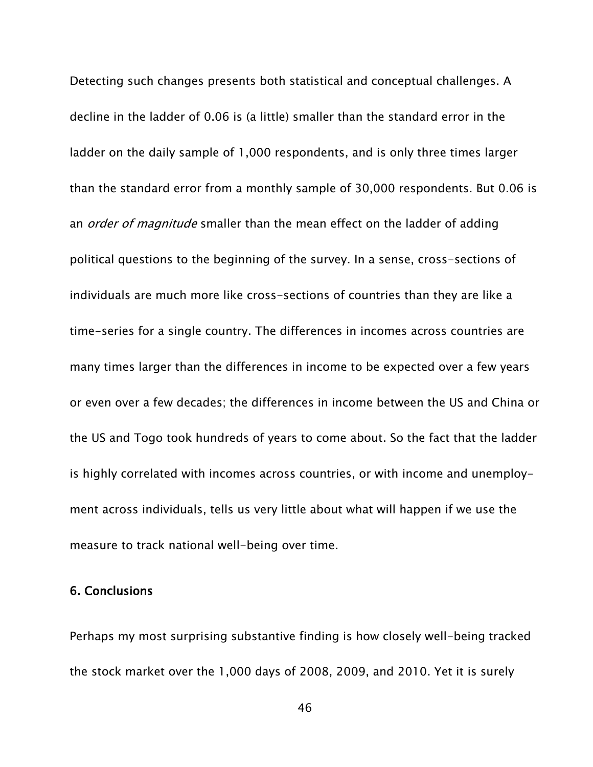Detecting such changes presents both statistical and conceptual challenges. A decline in the ladder of 0.06 is (a little) smaller than the standard error in the ladder on the daily sample of 1,000 respondents, and is only three times larger than the standard error from a monthly sample of 30,000 respondents. But 0.06 is an *order of magnitude* smaller than the mean effect on the ladder of adding political questions to the beginning of the survey. In a sense, cross-sections of individuals are much more like cross-sections of countries than they are like a time-series for a single country. The differences in incomes across countries are many times larger than the differences in income to be expected over a few years or even over a few decades; the differences in income between the US and China or the US and Togo took hundreds of years to come about. So the fact that the ladder is highly correlated with incomes across countries, or with income and unemployment across individuals, tells us very little about what will happen if we use the measure to track national well-being over time.

## 6. Conclusions

Perhaps my most surprising substantive finding is how closely well-being tracked the stock market over the 1,000 days of 2008, 2009, and 2010. Yet it is surely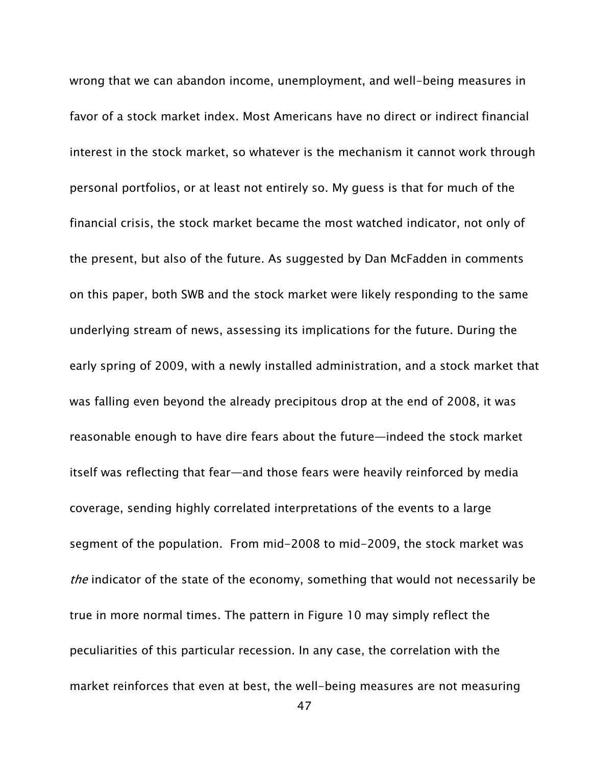wrong that we can abandon income, unemployment, and well-being measures in favor of a stock market index. Most Americans have no direct or indirect financial interest in the stock market, so whatever is the mechanism it cannot work through personal portfolios, or at least not entirely so. My guess is that for much of the financial crisis, the stock market became the most watched indicator, not only of the present, but also of the future. As suggested by Dan McFadden in comments on this paper, both SWB and the stock market were likely responding to the same underlying stream of news, assessing its implications for the future. During the early spring of 2009, with a newly installed administration, and a stock market that was falling even beyond the already precipitous drop at the end of 2008, it was reasonable enough to have dire fears about the future—indeed the stock market itself was reflecting that fear—and those fears were heavily reinforced by media coverage, sending highly correlated interpretations of the events to a large segment of the population. From mid-2008 to mid-2009, the stock market was *the* indicator of the state of the economy, something that would not necessarily be true in more normal times. The pattern in Figure 10 may simply reflect the peculiarities of this particular recession. In any case, the correlation with the market reinforces that even at best, the well-being measures are not measuring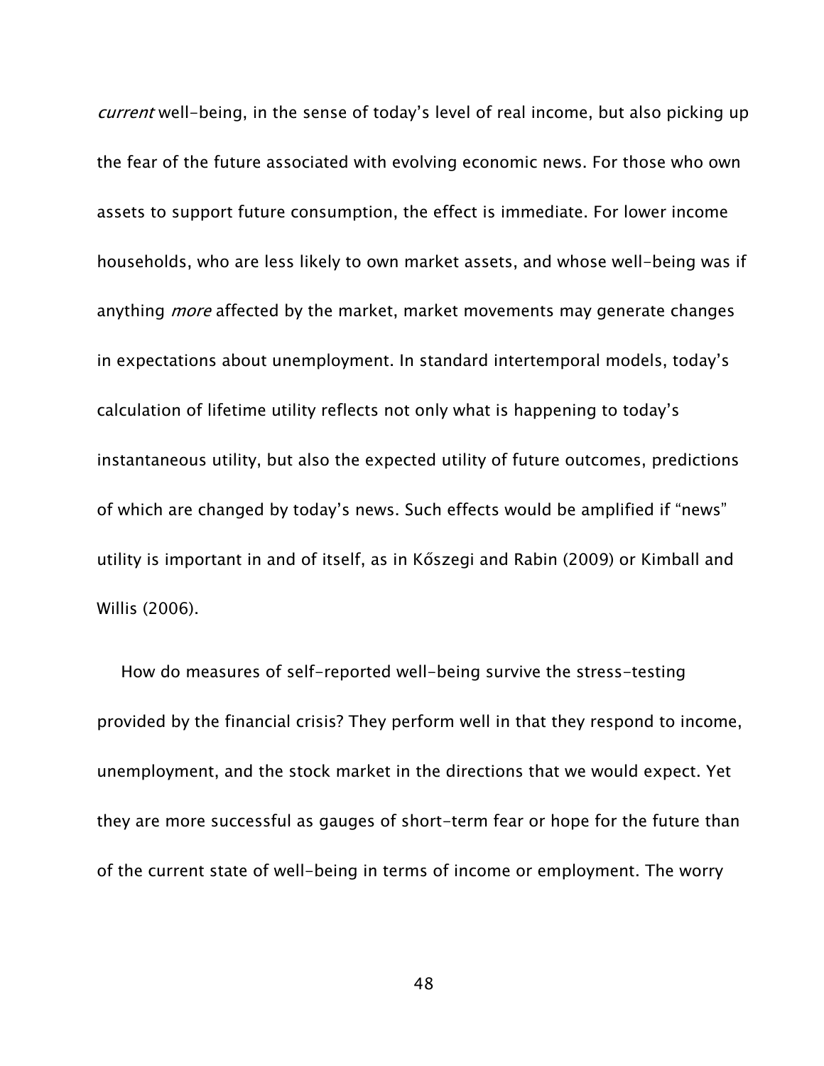*current* well-being, in the sense of today's level of real income, but also picking up the fear of the future associated with evolving economic news. For those who own assets to support future consumption, the effect is immediate. For lower income households, who are less likely to own market assets, and whose well-being was if anything *more* affected by the market, market movements may generate changes in expectations about unemployment. In standard intertemporal models, today's calculation of lifetime utility reflects not only what is happening to today's instantaneous utility, but also the expected utility of future outcomes, predictions of which are changed by today's news. Such effects would be amplified if "news" utility is important in and of itself, as in Kőszegi and Rabin (2009) or Kimball and Willis (2006).

How do measures of self-reported well-being survive the stress-testing provided by the financial crisis? They perform well in that they respond to income, unemployment, and the stock market in the directions that we would expect. Yet they are more successful as gauges of short-term fear or hope for the future than of the current state of well-being in terms of income or employment. The worry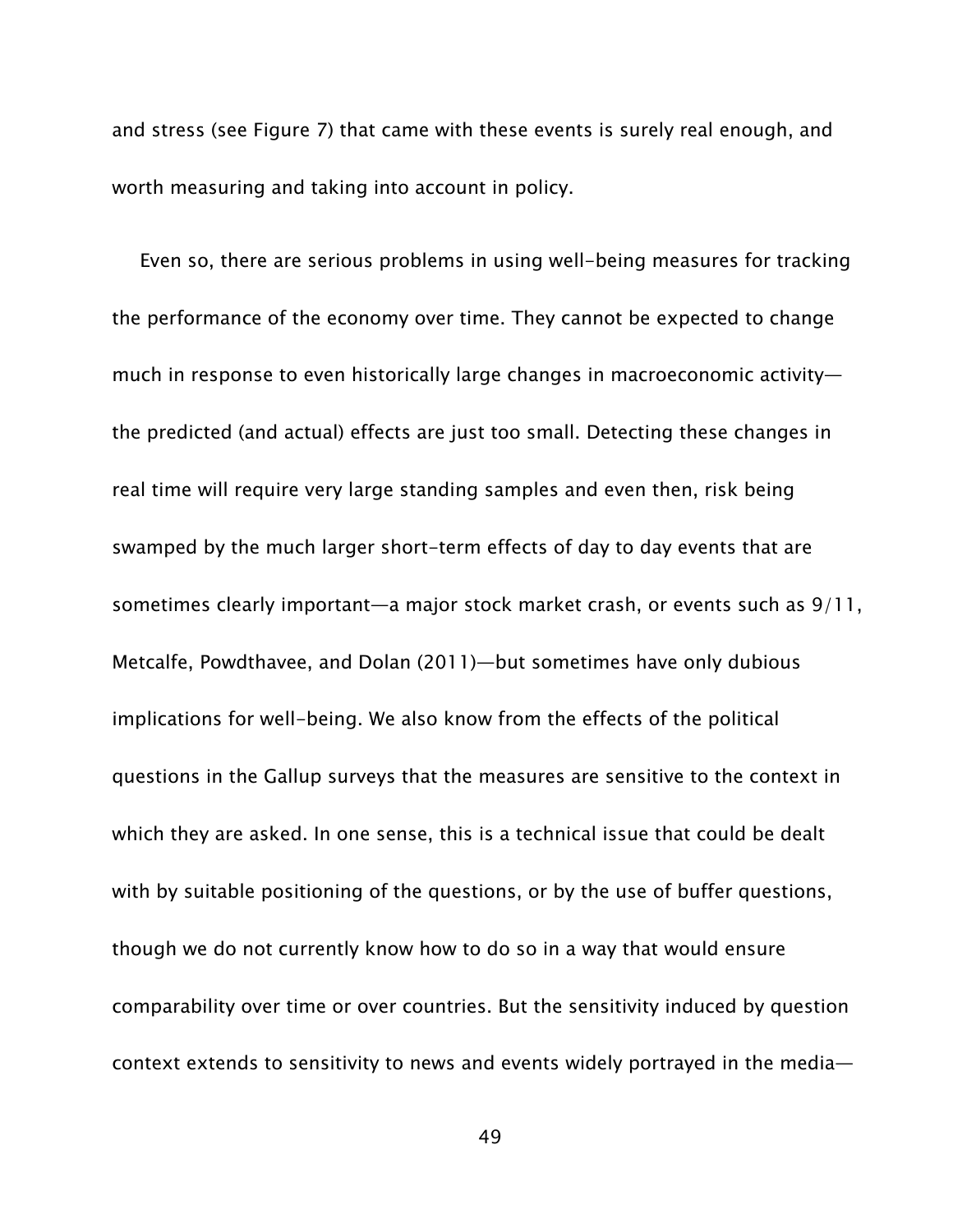and stress (see Figure 7) that came with these events is surely real enough, and worth measuring and taking into account in policy.

Even so, there are serious problems in using well-being measures for tracking the performance of the economy over time. They cannot be expected to change much in response to even historically large changes in macroeconomic activity—the predicted (and actual) effects are just too small. Detecting these changes in real time will require very large standing samples and even then, risk being swamped by the much larger short-term effects of day to day events that are sometimes clearly important—a major stock market crash, or events such as 9/11, Metcalfe, Powdthavee, and Dolan (2011)—but sometimes have only dubious implications for well-being. We also know from the effects of the political questions in the Gallup surveys that the measures are sensitive to the context in which they are asked. In one sense, this is a technical issue that could be dealt with by suitable positioning of the questions, or by the use of buffer questions, though we do not currently know how to do so in a way that would ensure comparability over time or over countries. But the sensitivity induced by question context extends to sensitivity to news and events widely portrayed in the media—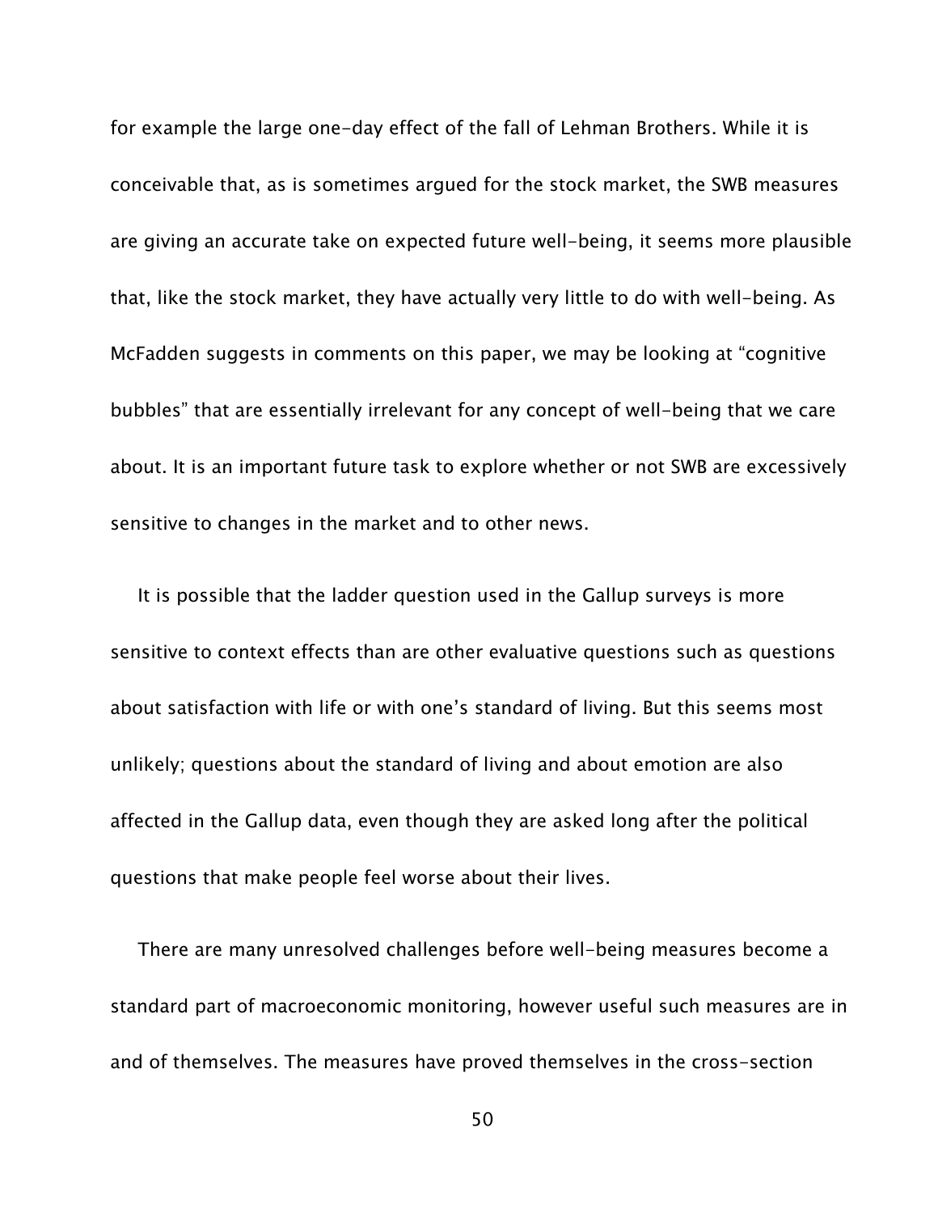for example the large one-day effect of the fall of Lehman Brothers. While it is conceivable that, as is sometimes argued for the stock market, the SWB measures are giving an accurate take on expected future well-being, it seems more plausible that, like the stock market, they have actually very little to do with well-being. As McFadden suggests in comments on this paper, we may be looking at "cognitive bubbles" that are essentially irrelevant for any concept of well-being that we care about. It is an important future task to explore whether or not SWB are excessively sensitive to changes in the market and to other news.

It is possible that the ladder question used in the Gallup surveys is more sensitive to context effects than are other evaluative questions such as questions about satisfaction with life or with one's standard of living. But this seems most unlikely; questions about the standard of living and about emotion are also affected in the Gallup data, even though they are asked long after the political questions that make people feel worse about their lives.

There are many unresolved challenges before well-being measures become a standard part of macroeconomic monitoring, however useful such measures are in and of themselves. The measures have proved themselves in the cross-section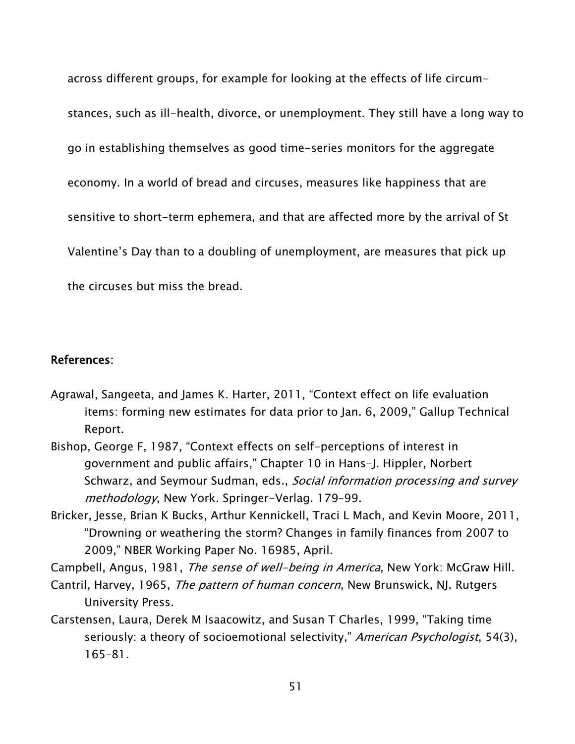across different groups, for example for looking at the effects of life circumstances, such as ill-health, divorce, or unemployment. They still have a long way to go in establishing themselves as good time-series monitors for the aggregate economy. In a world of bread and circuses, measures like happiness that are sensitive to short-term ephemera, and that are affected more by the arrival of St Valentine's Day than to a doubling of unemployment, are measures that pick up the circuses but miss the bread.

## References:

Agrawal, Sangeeta, and James K. Harter, 2011, "Context effect on life evaluation items: forming new estimates for data prior to Jan. 6, 2009," Gallup Technical Report.

Bishop, George F, 1987, "Context effects on self-perceptions of interest in government and public affairs," Chapter 10 in Hans-J. Hippler, Norbert Schwarz, and Seymour Sudman, eds., *Social information processing and survey methodology*, New York. Springer-Verlag. 179–99.

Bricker, Jesse, Brian K Bucks, Arthur Kennickell, Traci L Mach, and Kevin Moore, 2011, "Drowning or weathering the storm? Changes in family finances from 2007 to 2009," NBER Working Paper No. 16985, April.

Campbell, Angus, 1981, *The sense of well-being in America*, New York: McGraw Hill.

Cantril, Harvey, 1965, *The pattern of human concern*, New Brunswick, NJ. Rutgers University Press.

Carstensen, Laura, Derek M Isaacowitz, and Susan T Charles, 1999, "Taking time seriously: a theory of socioemotional selectivity," *American Psychologist*, 54(3), 165–81.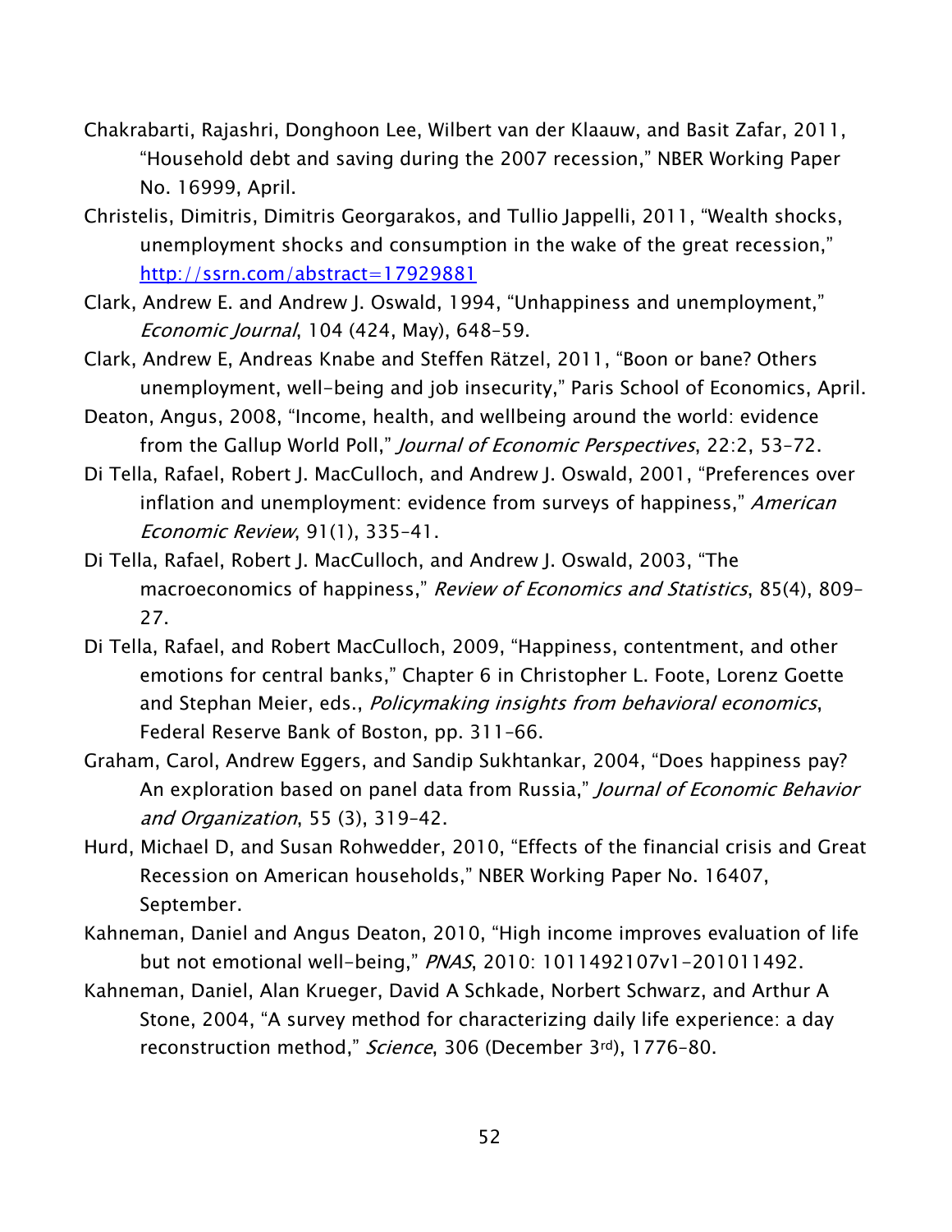Chakrabarti, Rajashri, Donghoon Lee, Wilbert van der Klaauw, and Basit Zafar, 2011, "Household debt and saving during the 2007 recession," NBER Working Paper No. 16999, April.

Christelis, Dimitris, Dimitris Georgarakos, and Tullio Jappelli, 2011, "Wealth shocks, unemployment shocks and consumption in the wake of the great recession," http://ssrn.com/abstract=17929881

Clark, Andrew E. and Andrew J. Oswald, 1994, "Unhappiness and unemployment," *Economic Journal*, 104 (424, May), 648–59.

Clark, Andrew E, Andreas Knabe and Steffen Rätzel, 2011, "Boon or bane? Others unemployment, well-being and job insecurity," Paris School of Economics, April.

Deaton, Angus, 2008, "Income, health, and wellbeing around the world: evidence from the Gallup World Poll," *Journal of Economic Perspectives*, 22:2, 53–72.

Di Tella, Rafael, Robert J. MacCulloch, and Andrew J. Oswald, 2001, "Preferences over inflation and unemployment: evidence from surveys of happiness," *American Economic Review*, 91(1), 335–41.

Di Tella, Rafael, Robert J. MacCulloch, and Andrew J. Oswald, 2003, "The macroeconomics of happiness," *Review of Economics and Statistics*, 85(4), 809–27.

Di Tella, Rafael, and Robert MacCulloch, 2009, "Happiness, contentment, and other emotions for central banks," Chapter 6 in Christopher L. Foote, Lorenz Goette and Stephan Meier, eds., *Policymaking insights from behavioral economics*, Federal Reserve Bank of Boston, pp. 311–66.

Graham, Carol, Andrew Eggers, and Sandip Sukhtankar, 2004, "Does happiness pay? An exploration based on panel data from Russia," *Journal of Economic Behavior and Organization*, 55 (3), 319–42.

Hurd, Michael D, and Susan Rohwedder, 2010, "Effects of the financial crisis and Great Recession on American households," NBER Working Paper No. 16407, September.

Kahneman, Daniel and Angus Deaton, 2010, "High income improves evaluation of life but not emotional well-being," *PNAS*, 2010: 1011492107v1-201011492.

Kahneman, Daniel, Alan Krueger, David A Schkade, Norbert Schwarz, and Arthur A Stone, 2004, "A survey method for characterizing daily life experience: a day reconstruction method," *Science*, 306 (December 3rd), 1776–80.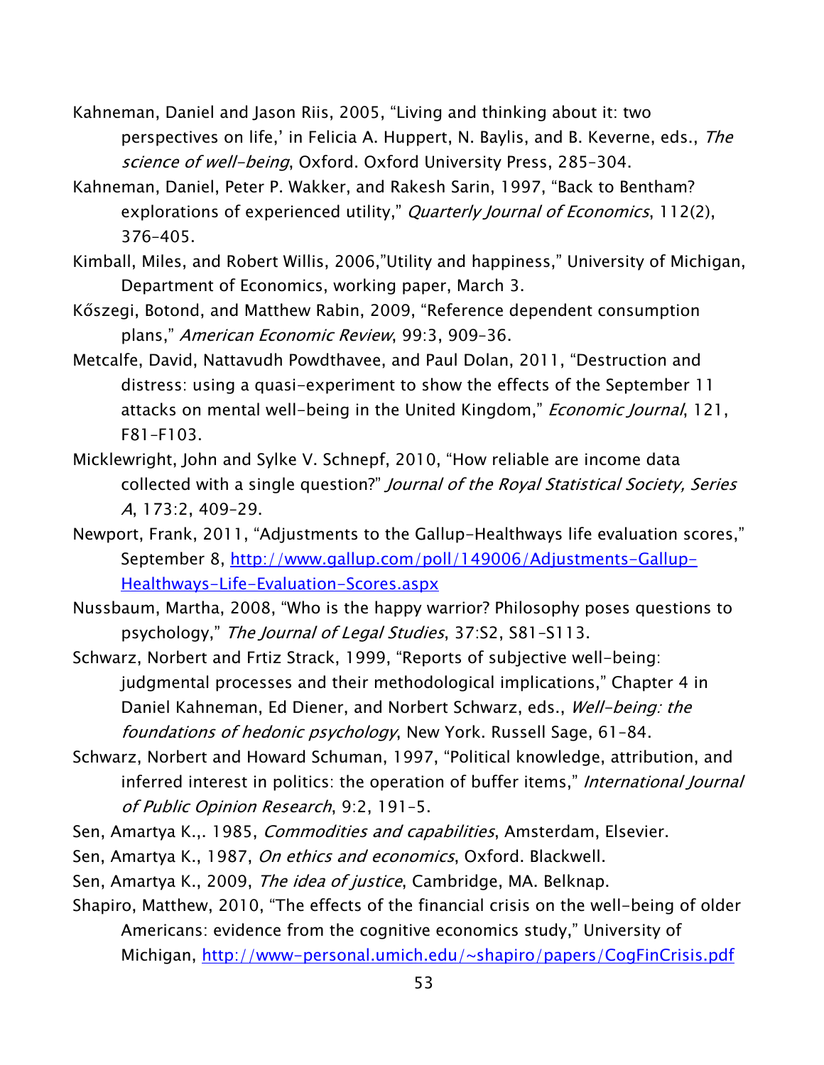Kahneman, Daniel and Jason Riis, 2005, "Living and thinking about it: two perspectives on life,' in Felicia A. Huppert, N. Baylis, and B. Keverne, eds., *The science of well-being*, Oxford. Oxford University Press, 285–304.

Kahneman, Daniel, Peter P. Wakker, and Rakesh Sarin, 1997, "Back to Bentham? explorations of experienced utility," *Quarterly Journal of Economics*, 112(2), 376–405.

Kimball, Miles, and Robert Willis, 2006,"Utility and happiness," University of Michigan, Department of Economics, working paper, March 3.

Kőszegi, Botond, and Matthew Rabin, 2009, "Reference dependent consumption plans," *American Economic Review*, 99:3, 909–36.

Metcalfe, David, Nattavudh Powdthavee, and Paul Dolan, 2011, "Destruction and distress: using a quasi-experiment to show the effects of the September 11 attacks on mental well-being in the United Kingdom," *Economic Journal*, 121, F81–F103.

Micklewright, John and Sylke V. Schnepf, 2010, "How reliable are income data collected with a single question?" *Journal of the Royal Statistical Society, Series A*, 173:2, 409–29.

Newport, Frank, 2011, "Adjustments to the Gallup-Healthways life evaluation scores," September 8, http://www.gallup.com/poll/149006/Adjustments-Gallup-Healthways-Life-Evaluation-Scores.aspx

Nussbaum, Martha, 2008, "Who is the happy warrior? Philosophy poses questions to psychology," *The Journal of Legal Studies*, 37:S2, S81–S113.

Schwarz, Norbert and Frtiz Strack, 1999, "Reports of subjective well-being: judgmental processes and their methodological implications," Chapter 4 in Daniel Kahneman, Ed Diener, and Norbert Schwarz, eds., *Well-being: the foundations of hedonic psychology*, New York. Russell Sage, 61–84.

Schwarz, Norbert and Howard Schuman, 1997, "Political knowledge, attribution, and inferred interest in politics: the operation of buffer items," *International Journal of Public Opinion Research*, 9:2, 191–5.

Sen, Amartya K.,. 1985, *Commodities and capabilities*, Amsterdam, Elsevier.

Sen, Amartya K., 1987, *On ethics and economics*, Oxford. Blackwell.

Sen, Amartya K., 2009, *The idea of justice*, Cambridge, MA. Belknap.

Shapiro, Matthew, 2010, "The effects of the financial crisis on the well-being of older Americans: evidence from the cognitive economics study," University of Michigan, http://www-personal.umich.edu/~shapiro/papers/CogFinCrisis.pdf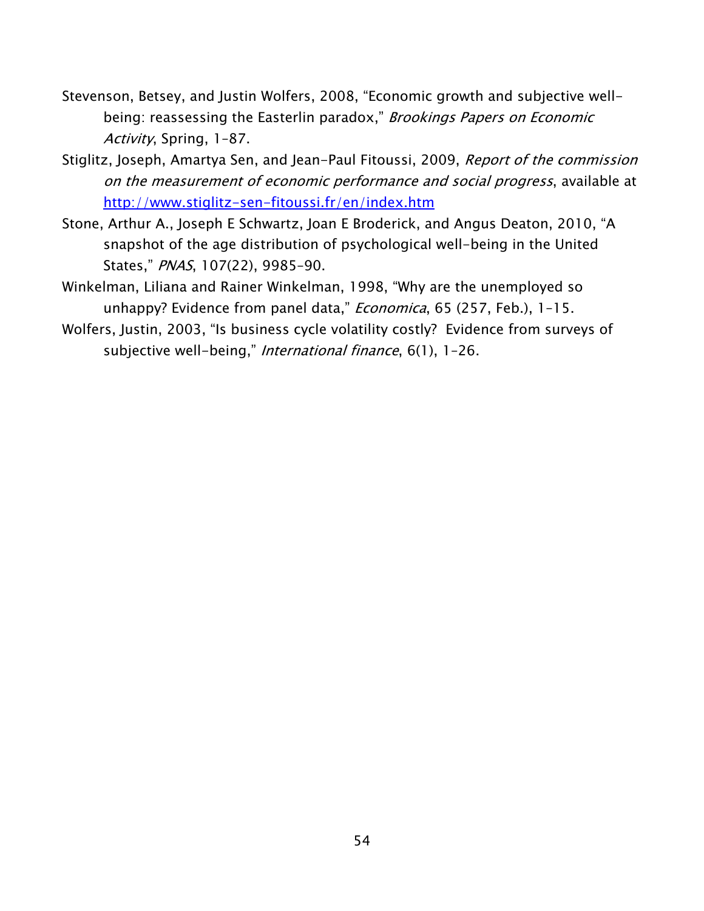Stevenson, Betsey, and Justin Wolfers, 2008, "Economic growth and subjective well-being: reassessing the Easterlin paradox," *Brookings Papers on Economic Activity*, Spring, 1–87.

Stiglitz, Joseph, Amartya Sen, and Jean-Paul Fitoussi, 2009, *Report of the commission on the measurement of economic performance and social progress*, available at http://www.stiglitz-sen-fitoussi.fr/en/index.htm

Stone, Arthur A., Joseph E Schwartz, Joan E Broderick, and Angus Deaton, 2010, "A snapshot of the age distribution of psychological well-being in the United States," *PNAS*, 107(22), 9985–90.

Winkelman, Liliana and Rainer Winkelman, 1998, "Why are the unemployed so unhappy? Evidence from panel data," *Economica*, 65 (257, Feb.), 1–15.

Wolfers, Justin, 2003, "Is business cycle volatility costly? Evidence from surveys of subjective well-being," *International finance*, 6(1), 1–26.